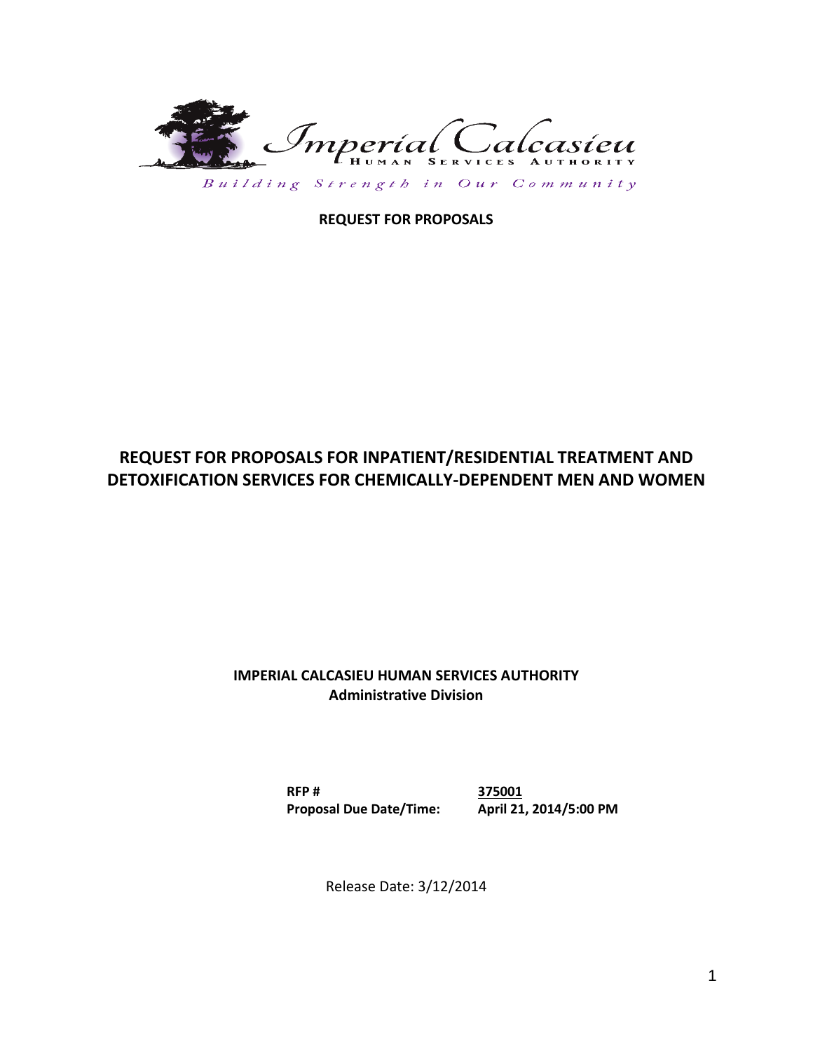Imperial Calcasieu
HUMAN SERVICES AUTHORITY

*Building Strength in Our Community*

**REQUEST FOR PROPOSALS**

# REQUEST FOR PROPOSALS FOR INPATIENT/RESIDENTIAL TREATMENT AND DETOXIFICATION SERVICES FOR CHEMICALLY-DEPENDENT MEN AND WOMEN

**IMPERIAL CALCASIEU HUMAN SERVICES AUTHORITY**
**Administrative Division**

| | |
|---|---|
| **RFP #** | **375001** |
| **Proposal Due Date/Time:** | **April 21, 2014/5:00 PM** |

Release Date: 3/12/2014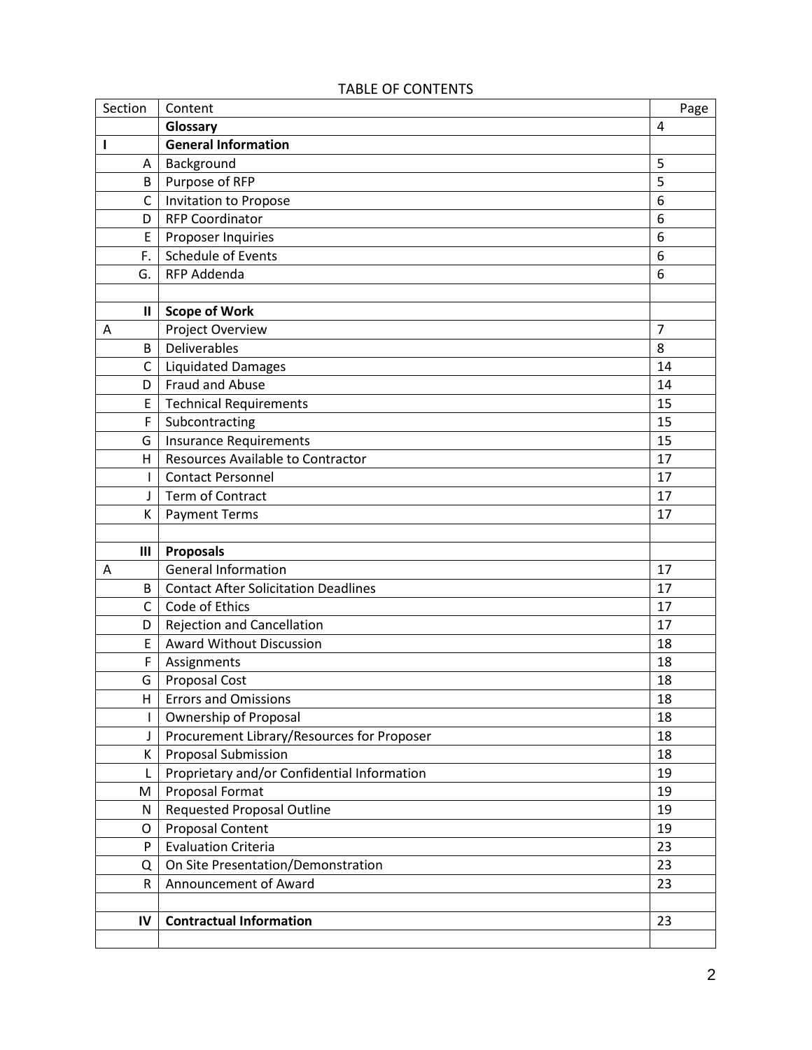TABLE OF CONTENTS

| Section | Content | Page |
|---|---|---|
| | **Glossary** | 4 |
| I | **General Information** | |
| A | Background | 5 |
| B | Purpose of RFP | 5 |
| C | Invitation to Propose | 6 |
| D | RFP Coordinator | 6 |
| E | Proposer Inquiries | 6 |
| F. | Schedule of Events | 6 |
| G. | RFP Addenda | 6 |
| | | |
| II | **Scope of Work** | |
| A | Project Overview | 7 |
| B | Deliverables | 8 |
| C | Liquidated Damages | 14 |
| D | Fraud and Abuse | 14 |
| E | Technical Requirements | 15 |
| F | Subcontracting | 15 |
| G | Insurance Requirements | 15 |
| H | Resources Available to Contractor | 17 |
| I | Contact Personnel | 17 |
| J | Term of Contract | 17 |
| K | Payment Terms | 17 |
| | | |
| III | **Proposals** | |
| A | General Information | 17 |
| B | Contact After Solicitation Deadlines | 17 |
| C | Code of Ethics | 17 |
| D | Rejection and Cancellation | 17 |
| E | Award Without Discussion | 18 |
| F | Assignments | 18 |
| G | Proposal Cost | 18 |
| H | Errors and Omissions | 18 |
| I | Ownership of Proposal | 18 |
| J | Procurement Library/Resources for Proposer | 18 |
| K | Proposal Submission | 18 |
| L | Proprietary and/or Confidential Information | 19 |
| M | Proposal Format | 19 |
| N | Requested Proposal Outline | 19 |
| O | Proposal Content | 19 |
| P | Evaluation Criteria | 23 |
| Q | On Site Presentation/Demonstration | 23 |
| R | Announcement of Award | 23 |
| | | |
| IV | **Contractual Information** | 23 |
| | | |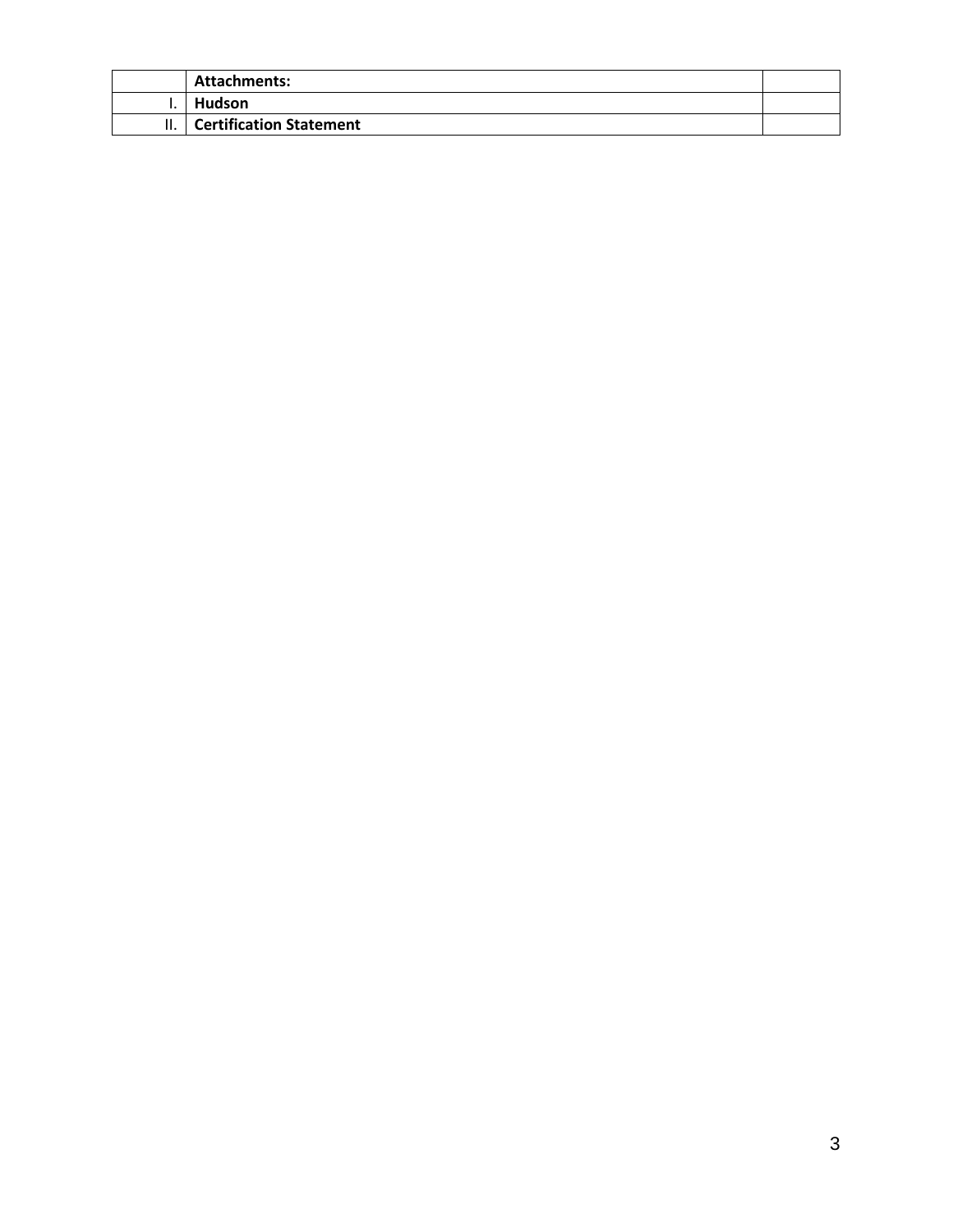| | Attachments: | |
|---|---|---|
| I. | **Hudson** | |
| II. | **Certification Statement** | |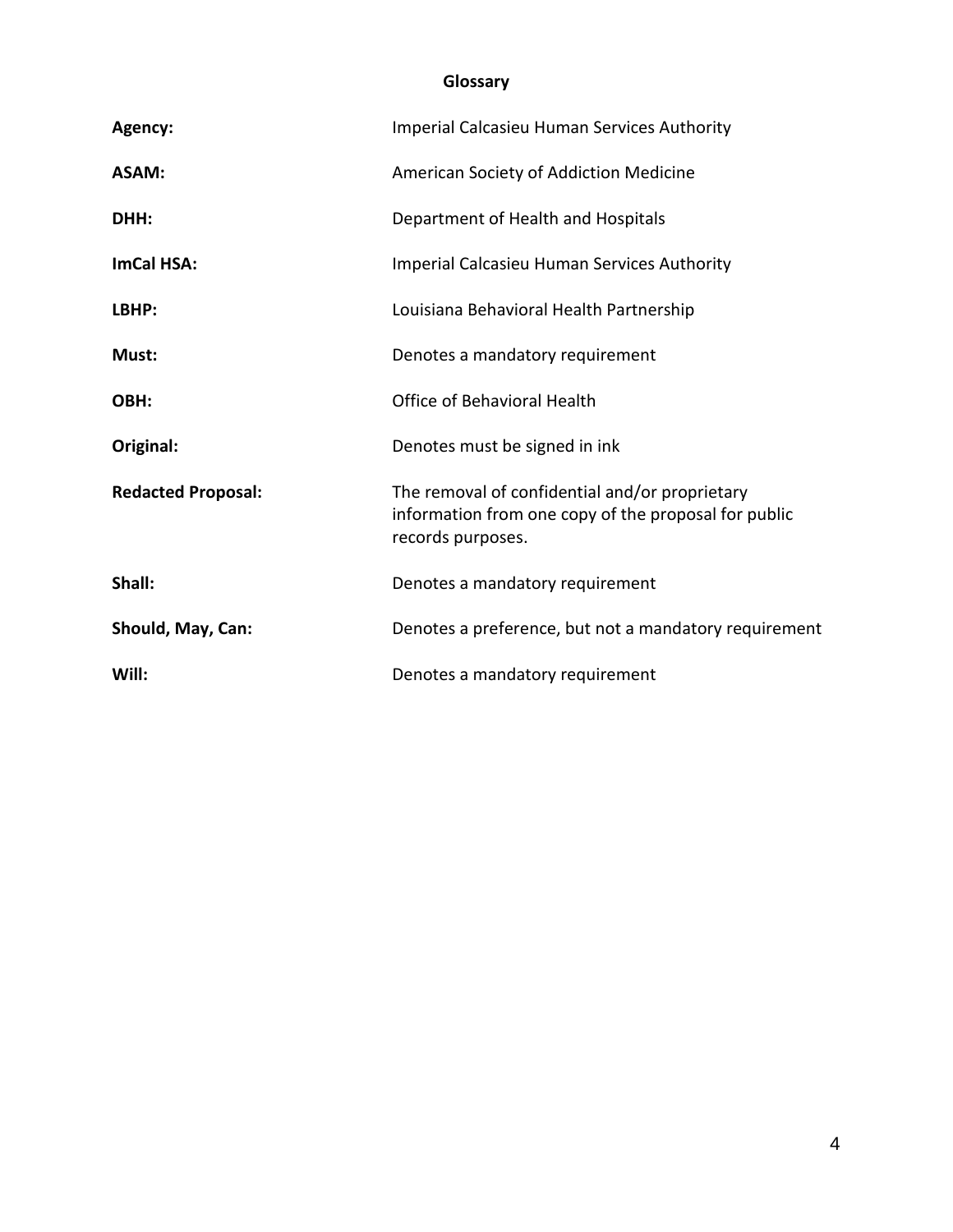## Glossary

| | |
|---|---|
| **Agency:** | Imperial Calcasieu Human Services Authority |
| **ASAM:** | American Society of Addiction Medicine |
| **DHH:** | Department of Health and Hospitals |
| **ImCal HSA:** | Imperial Calcasieu Human Services Authority |
| **LBHP:** | Louisiana Behavioral Health Partnership |
| **Must:** | Denotes a mandatory requirement |
| **OBH:** | Office of Behavioral Health |
| **Original:** | Denotes must be signed in ink |
| **Redacted Proposal:** | The removal of confidential and/or proprietary information from one copy of the proposal for public records purposes. |
| **Shall:** | Denotes a mandatory requirement |
| **Should, May, Can:** | Denotes a preference, but not a mandatory requirement |
| **Will:** | Denotes a mandatory requirement |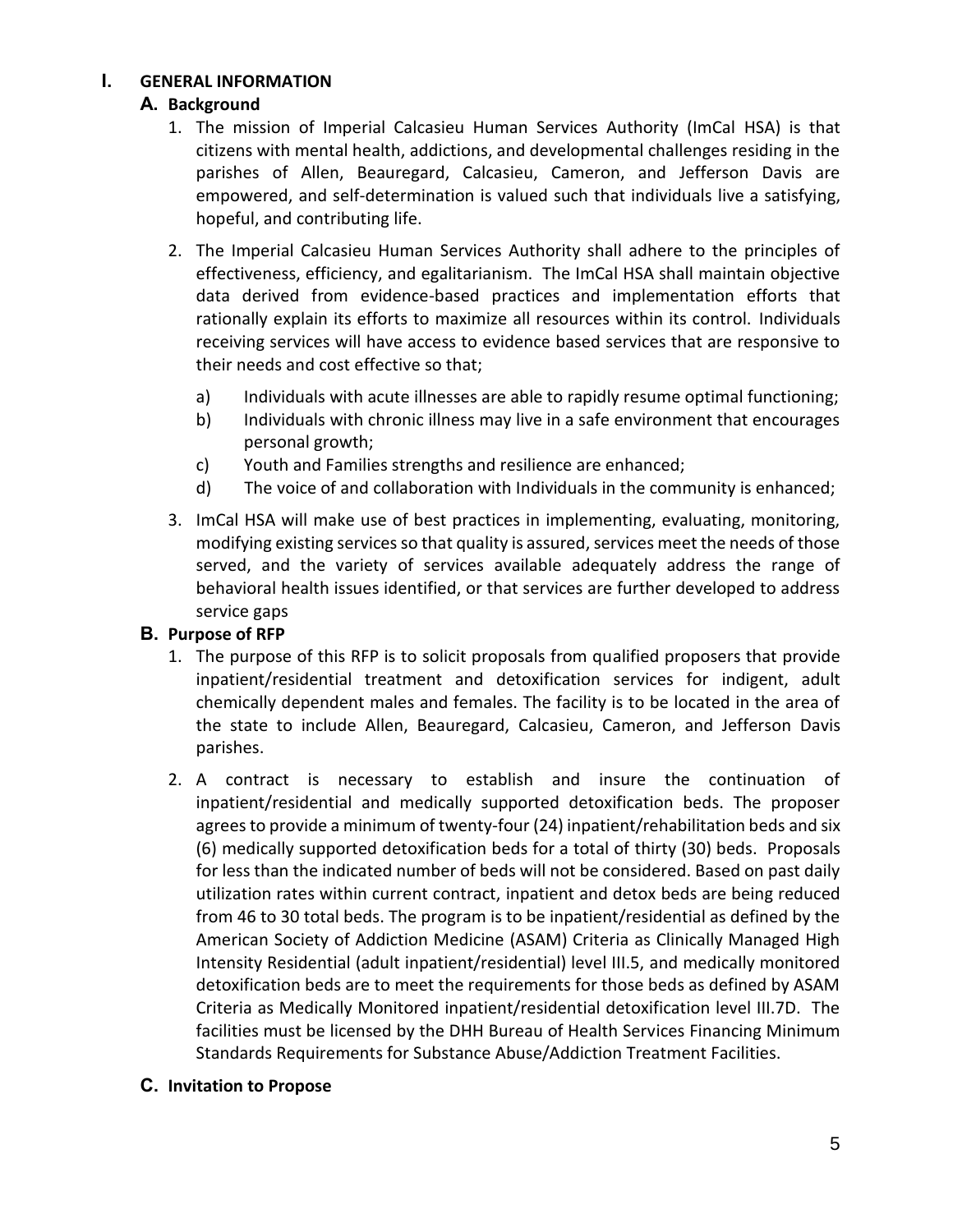# I. GENERAL INFORMATION

## A. Background

1. The mission of Imperial Calcasieu Human Services Authority (ImCal HSA) is that citizens with mental health, addictions, and developmental challenges residing in the parishes of Allen, Beauregard, Calcasieu, Cameron, and Jefferson Davis are empowered, and self-determination is valued such that individuals live a satisfying, hopeful, and contributing life.

2. The Imperial Calcasieu Human Services Authority shall adhere to the principles of effectiveness, efficiency, and egalitarianism. The ImCal HSA shall maintain objective data derived from evidence-based practices and implementation efforts that rationally explain its efforts to maximize all resources within its control. Individuals receiving services will have access to evidence based services that are responsive to their needs and cost effective so that;

   a) Individuals with acute illnesses are able to rapidly resume optimal functioning;
   b) Individuals with chronic illness may live in a safe environment that encourages personal growth;
   c) Youth and Families strengths and resilience are enhanced;
   d) The voice of and collaboration with Individuals in the community is enhanced;

3. ImCal HSA will make use of best practices in implementing, evaluating, monitoring, modifying existing services so that quality is assured, services meet the needs of those served, and the variety of services available adequately address the range of behavioral health issues identified, or that services are further developed to address service gaps

## B. Purpose of RFP

1. The purpose of this RFP is to solicit proposals from qualified proposers that provide inpatient/residential treatment and detoxification services for indigent, adult chemically dependent males and females. The facility is to be located in the area of the state to include Allen, Beauregard, Calcasieu, Cameron, and Jefferson Davis parishes.

2. A contract is necessary to establish and insure the continuation of inpatient/residential and medically supported detoxification beds. The proposer agrees to provide a minimum of twenty-four (24) inpatient/rehabilitation beds and six (6) medically supported detoxification beds for a total of thirty (30) beds. Proposals for less than the indicated number of beds will not be considered. Based on past daily utilization rates within current contract, inpatient and detox beds are being reduced from 46 to 30 total beds. The program is to be inpatient/residential as defined by the American Society of Addiction Medicine (ASAM) Criteria as Clinically Managed High Intensity Residential (adult inpatient/residential) level III.5, and medically monitored detoxification beds are to meet the requirements for those beds as defined by ASAM Criteria as Medically Monitored inpatient/residential detoxification level III.7D. The facilities must be licensed by the DHH Bureau of Health Services Financing Minimum Standards Requirements for Substance Abuse/Addiction Treatment Facilities.

## C. Invitation to Propose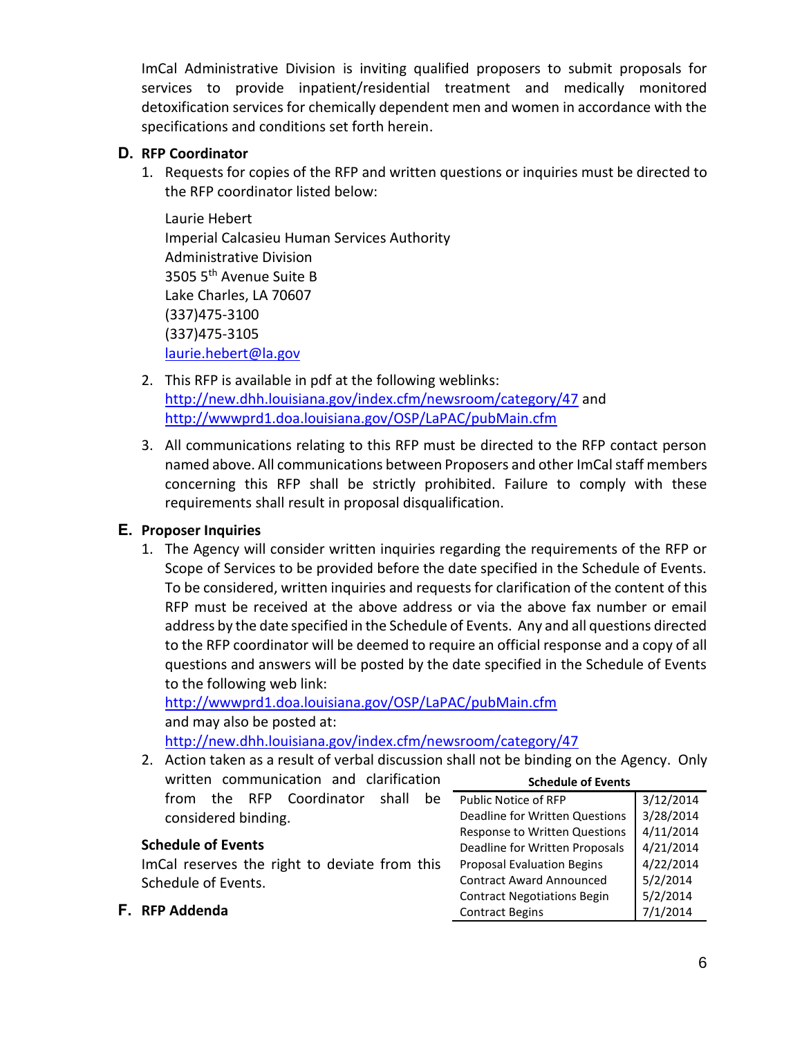ImCal Administrative Division is inviting qualified proposers to submit proposals for services to provide inpatient/residential treatment and medically monitored detoxification services for chemically dependent men and women in accordance with the specifications and conditions set forth herein.

## D. RFP Coordinator

1. Requests for copies of the RFP and written questions or inquiries must be directed to the RFP coordinator listed below:

   Laurie Hebert
   Imperial Calcasieu Human Services Authority
   Administrative Division
   3505 5th Avenue Suite B
   Lake Charles, LA 70607
   (337)475-3100
   (337)475-3105
   laurie.hebert@la.gov

2. This RFP is available in pdf at the following weblinks:
   http://new.dhh.louisiana.gov/index.cfm/newsroom/category/47 and
   http://wwwprd1.doa.louisiana.gov/OSP/LaPAC/pubMain.cfm

3. All communications relating to this RFP must be directed to the RFP contact person named above. All communications between Proposers and other ImCal staff members concerning this RFP shall be strictly prohibited. Failure to comply with these requirements shall result in proposal disqualification.

## E. Proposer Inquiries

1. The Agency will consider written inquiries regarding the requirements of the RFP or Scope of Services to be provided before the date specified in the Schedule of Events. To be considered, written inquiries and requests for clarification of the content of this RFP must be received at the above address or via the above fax number or email address by the date specified in the Schedule of Events. Any and all questions directed to the RFP coordinator will be deemed to require an official response and a copy of all questions and answers will be posted by the date specified in the Schedule of Events to the following web link:
   http://wwwprd1.doa.louisiana.gov/OSP/LaPAC/pubMain.cfm
   and may also be posted at:
   http://new.dhh.louisiana.gov/index.cfm/newsroom/category/47

2. Action taken as a result of verbal discussion shall not be binding on the Agency. Only written communication and clarification from the RFP Coordinator shall be considered binding.

**Schedule of Events**

ImCal reserves the right to deviate from this Schedule of Events.

**Schedule of Events**

| Event | Date |
|---|---|
| Public Notice of RFP | 3/12/2014 |
| Deadline for Written Questions | 3/28/2014 |
| Response to Written Questions | 4/11/2014 |
| Deadline for Written Proposals | 4/21/2014 |
| Proposal Evaluation Begins | 4/22/2014 |
| Contract Award Announced | 5/2/2014 |
| Contract Negotiations Begin | 5/2/2014 |
| Contract Begins | 7/1/2014 |

## F. RFP Addenda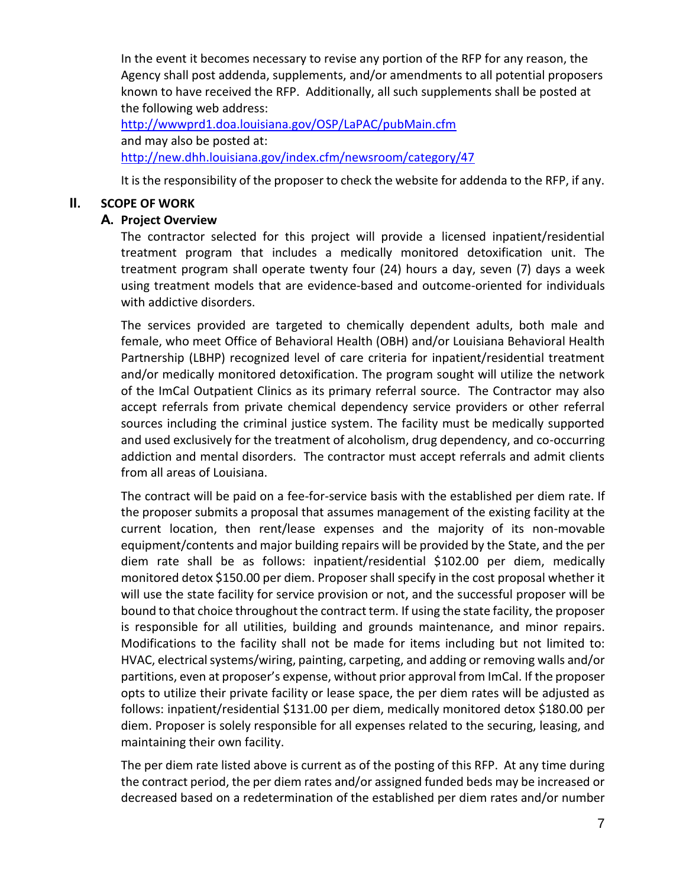In the event it becomes necessary to revise any portion of the RFP for any reason, the Agency shall post addenda, supplements, and/or amendments to all potential proposers known to have received the RFP. Additionally, all such supplements shall be posted at the following web address:

http://wwwprd1.doa.louisiana.gov/OSP/LaPAC/pubMain.cfm

and may also be posted at:

http://new.dhh.louisiana.gov/index.cfm/newsroom/category/47

It is the responsibility of the proposer to check the website for addenda to the RFP, if any.

## II. SCOPE OF WORK

### A. Project Overview

The contractor selected for this project will provide a licensed inpatient/residential treatment program that includes a medically monitored detoxification unit. The treatment program shall operate twenty four (24) hours a day, seven (7) days a week using treatment models that are evidence-based and outcome-oriented for individuals with addictive disorders.

The services provided are targeted to chemically dependent adults, both male and female, who meet Office of Behavioral Health (OBH) and/or Louisiana Behavioral Health Partnership (LBHP) recognized level of care criteria for inpatient/residential treatment and/or medically monitored detoxification. The program sought will utilize the network of the ImCal Outpatient Clinics as its primary referral source. The Contractor may also accept referrals from private chemical dependency service providers or other referral sources including the criminal justice system. The facility must be medically supported and used exclusively for the treatment of alcoholism, drug dependency, and co-occurring addiction and mental disorders. The contractor must accept referrals and admit clients from all areas of Louisiana.

The contract will be paid on a fee-for-service basis with the established per diem rate. If the proposer submits a proposal that assumes management of the existing facility at the current location, then rent/lease expenses and the majority of its non-movable equipment/contents and major building repairs will be provided by the State, and the per diem rate shall be as follows: inpatient/residential $102.00 per diem, medically monitored detox $150.00 per diem. Proposer shall specify in the cost proposal whether it will use the state facility for service provision or not, and the successful proposer will be bound to that choice throughout the contract term. If using the state facility, the proposer is responsible for all utilities, building and grounds maintenance, and minor repairs. Modifications to the facility shall not be made for items including but not limited to: HVAC, electrical systems/wiring, painting, carpeting, and adding or removing walls and/or partitions, even at proposer's expense, without prior approval from ImCal. If the proposer opts to utilize their private facility or lease space, the per diem rates will be adjusted as follows: inpatient/residential $131.00 per diem, medically monitored detox $180.00 per diem. Proposer is solely responsible for all expenses related to the securing, leasing, and maintaining their own facility.

The per diem rate listed above is current as of the posting of this RFP. At any time during the contract period, the per diem rates and/or assigned funded beds may be increased or decreased based on a redetermination of the established per diem rates and/or number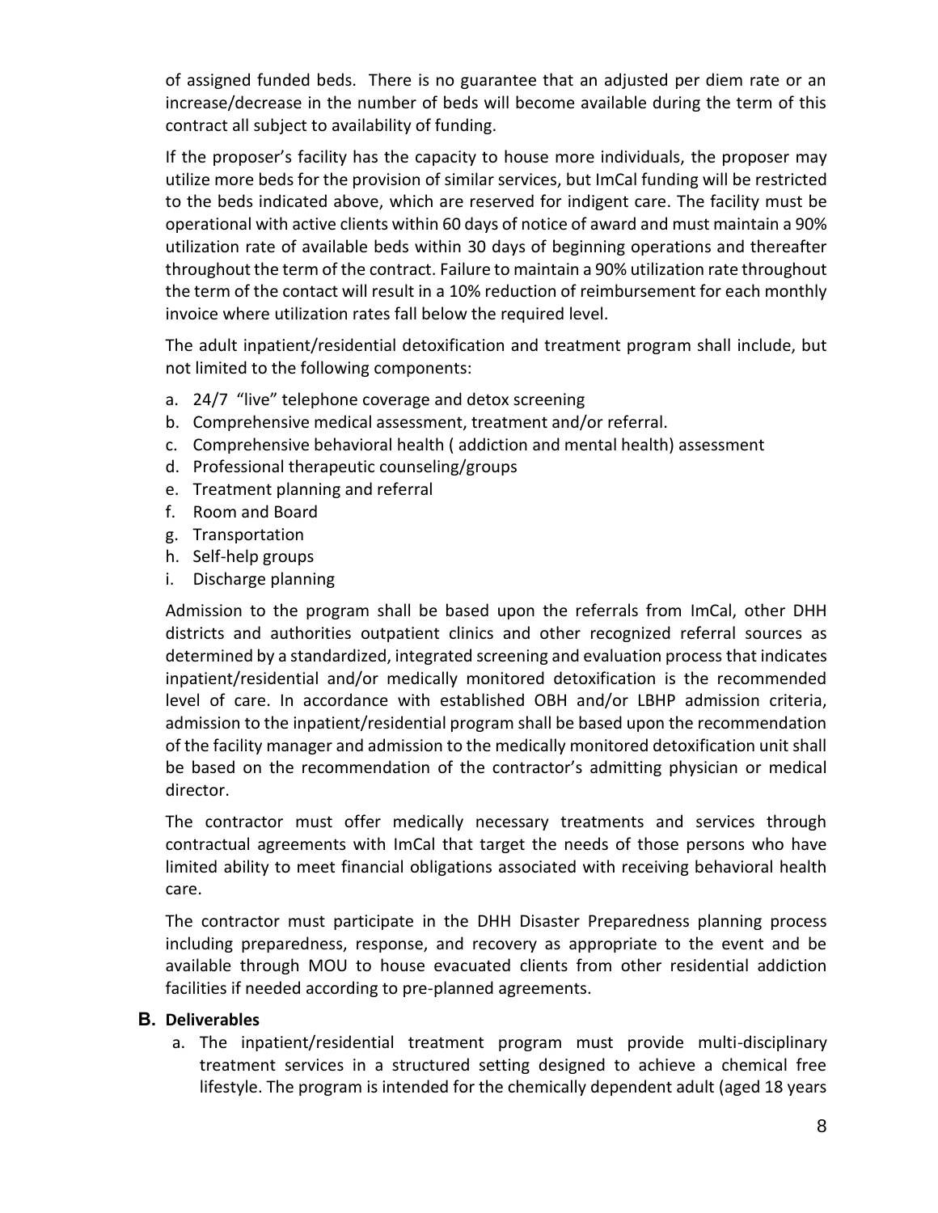of assigned funded beds. There is no guarantee that an adjusted per diem rate or an increase/decrease in the number of beds will become available during the term of this contract all subject to availability of funding.

If the proposer's facility has the capacity to house more individuals, the proposer may utilize more beds for the provision of similar services, but ImCal funding will be restricted to the beds indicated above, which are reserved for indigent care. The facility must be operational with active clients within 60 days of notice of award and must maintain a 90% utilization rate of available beds within 30 days of beginning operations and thereafter throughout the term of the contract. Failure to maintain a 90% utilization rate throughout the term of the contact will result in a 10% reduction of reimbursement for each monthly invoice where utilization rates fall below the required level.

The adult inpatient/residential detoxification and treatment program shall include, but not limited to the following components:

a. 24/7 "live" telephone coverage and detox screening
b. Comprehensive medical assessment, treatment and/or referral.
c. Comprehensive behavioral health ( addiction and mental health) assessment
d. Professional therapeutic counseling/groups
e. Treatment planning and referral
f. Room and Board
g. Transportation
h. Self-help groups
i. Discharge planning

Admission to the program shall be based upon the referrals from ImCal, other DHH districts and authorities outpatient clinics and other recognized referral sources as determined by a standardized, integrated screening and evaluation process that indicates inpatient/residential and/or medically monitored detoxification is the recommended level of care. In accordance with established OBH and/or LBHP admission criteria, admission to the inpatient/residential program shall be based upon the recommendation of the facility manager and admission to the medically monitored detoxification unit shall be based on the recommendation of the contractor's admitting physician or medical director.

The contractor must offer medically necessary treatments and services through contractual agreements with ImCal that target the needs of those persons who have limited ability to meet financial obligations associated with receiving behavioral health care.

The contractor must participate in the DHH Disaster Preparedness planning process including preparedness, response, and recovery as appropriate to the event and be available through MOU to house evacuated clients from other residential addiction facilities if needed according to pre-planned agreements.

## B. Deliverables

a. The inpatient/residential treatment program must provide multi-disciplinary treatment services in a structured setting designed to achieve a chemical free lifestyle. The program is intended for the chemically dependent adult (aged 18 years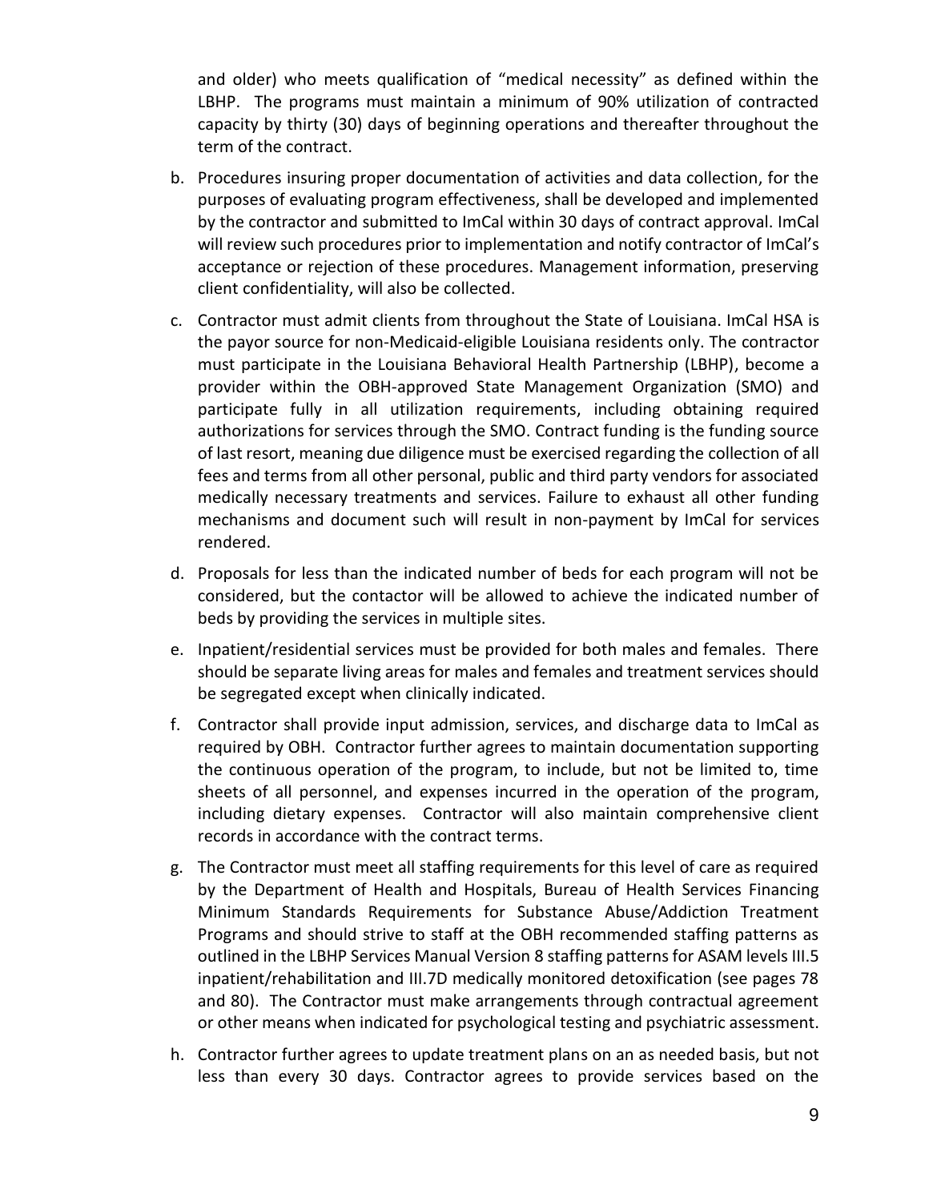and older) who meets qualification of "medical necessity" as defined within the LBHP. The programs must maintain a minimum of 90% utilization of contracted capacity by thirty (30) days of beginning operations and thereafter throughout the term of the contract.

b. Procedures insuring proper documentation of activities and data collection, for the purposes of evaluating program effectiveness, shall be developed and implemented by the contractor and submitted to ImCal within 30 days of contract approval. ImCal will review such procedures prior to implementation and notify contractor of ImCal's acceptance or rejection of these procedures. Management information, preserving client confidentiality, will also be collected.

c. Contractor must admit clients from throughout the State of Louisiana. ImCal HSA is the payor source for non-Medicaid-eligible Louisiana residents only. The contractor must participate in the Louisiana Behavioral Health Partnership (LBHP), become a provider within the OBH-approved State Management Organization (SMO) and participate fully in all utilization requirements, including obtaining required authorizations for services through the SMO. Contract funding is the funding source of last resort, meaning due diligence must be exercised regarding the collection of all fees and terms from all other personal, public and third party vendors for associated medically necessary treatments and services. Failure to exhaust all other funding mechanisms and document such will result in non-payment by ImCal for services rendered.

d. Proposals for less than the indicated number of beds for each program will not be considered, but the contactor will be allowed to achieve the indicated number of beds by providing the services in multiple sites.

e. Inpatient/residential services must be provided for both males and females. There should be separate living areas for males and females and treatment services should be segregated except when clinically indicated.

f. Contractor shall provide input admission, services, and discharge data to ImCal as required by OBH. Contractor further agrees to maintain documentation supporting the continuous operation of the program, to include, but not be limited to, time sheets of all personnel, and expenses incurred in the operation of the program, including dietary expenses. Contractor will also maintain comprehensive client records in accordance with the contract terms.

g. The Contractor must meet all staffing requirements for this level of care as required by the Department of Health and Hospitals, Bureau of Health Services Financing Minimum Standards Requirements for Substance Abuse/Addiction Treatment Programs and should strive to staff at the OBH recommended staffing patterns as outlined in the LBHP Services Manual Version 8 staffing patterns for ASAM levels III.5 inpatient/rehabilitation and III.7D medically monitored detoxification (see pages 78 and 80). The Contractor must make arrangements through contractual agreement or other means when indicated for psychological testing and psychiatric assessment.

h. Contractor further agrees to update treatment plans on an as needed basis, but not less than every 30 days. Contractor agrees to provide services based on the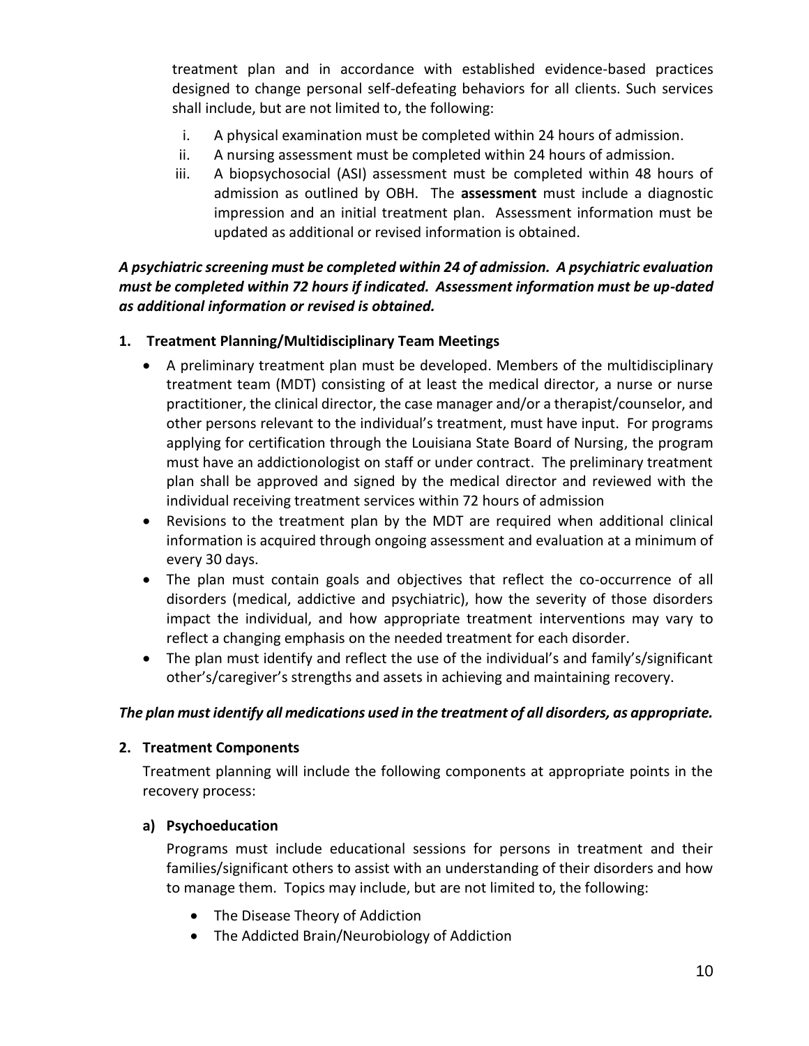treatment plan and in accordance with established evidence-based practices designed to change personal self-defeating behaviors for all clients. Such services shall include, but are not limited to, the following:

i. A physical examination must be completed within 24 hours of admission.
ii. A nursing assessment must be completed within 24 hours of admission.
iii. A biopsychosocial (ASI) assessment must be completed within 48 hours of admission as outlined by OBH. The **assessment** must include a diagnostic impression and an initial treatment plan. Assessment information must be updated as additional or revised information is obtained.

***A psychiatric screening must be completed within 24 of admission. A psychiatric evaluation must be completed within 72 hours if indicated. Assessment information must be up-dated as additional information or revised is obtained.***

**1. Treatment Planning/Multidisciplinary Team Meetings**

- A preliminary treatment plan must be developed. Members of the multidisciplinary treatment team (MDT) consisting of at least the medical director, a nurse or nurse practitioner, the clinical director, the case manager and/or a therapist/counselor, and other persons relevant to the individual's treatment, must have input. For programs applying for certification through the Louisiana State Board of Nursing, the program must have an addictionologist on staff or under contract. The preliminary treatment plan shall be approved and signed by the medical director and reviewed with the individual receiving treatment services within 72 hours of admission
- Revisions to the treatment plan by the MDT are required when additional clinical information is acquired through ongoing assessment and evaluation at a minimum of every 30 days.
- The plan must contain goals and objectives that reflect the co-occurrence of all disorders (medical, addictive and psychiatric), how the severity of those disorders impact the individual, and how appropriate treatment interventions may vary to reflect a changing emphasis on the needed treatment for each disorder.
- The plan must identify and reflect the use of the individual's and family's/significant other's/caregiver's strengths and assets in achieving and maintaining recovery.

***The plan must identify all medications used in the treatment of all disorders, as appropriate.***

**2. Treatment Components**

Treatment planning will include the following components at appropriate points in the recovery process:

**a) Psychoeducation**

Programs must include educational sessions for persons in treatment and their families/significant others to assist with an understanding of their disorders and how to manage them. Topics may include, but are not limited to, the following:

- The Disease Theory of Addiction
- The Addicted Brain/Neurobiology of Addiction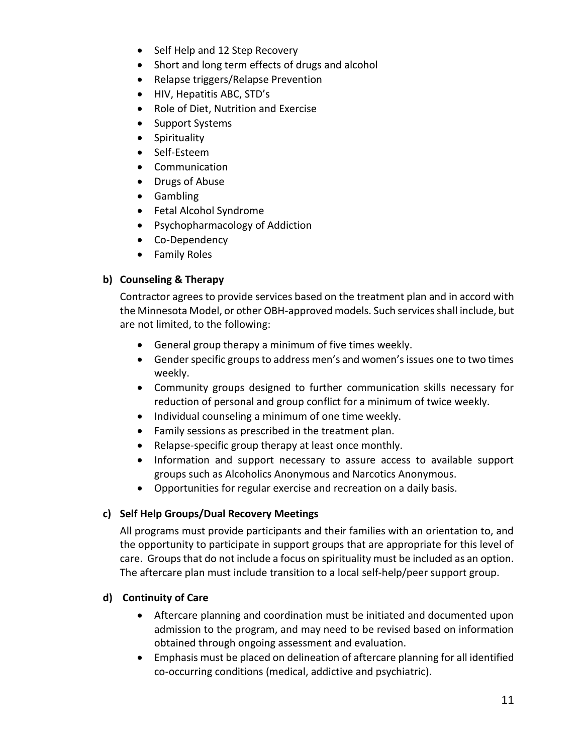- Self Help and 12 Step Recovery
- Short and long term effects of drugs and alcohol
- Relapse triggers/Relapse Prevention
- HIV, Hepatitis ABC, STD's
- Role of Diet, Nutrition and Exercise
- Support Systems
- Spirituality
- Self-Esteem
- Communication
- Drugs of Abuse
- Gambling
- Fetal Alcohol Syndrome
- Psychopharmacology of Addiction
- Co-Dependency
- Family Roles

**b) Counseling & Therapy**

Contractor agrees to provide services based on the treatment plan and in accord with the Minnesota Model, or other OBH-approved models. Such services shall include, but are not limited, to the following:

- General group therapy a minimum of five times weekly.
- Gender specific groups to address men's and women's issues one to two times weekly.
- Community groups designed to further communication skills necessary for reduction of personal and group conflict for a minimum of twice weekly.
- Individual counseling a minimum of one time weekly.
- Family sessions as prescribed in the treatment plan.
- Relapse-specific group therapy at least once monthly.
- Information and support necessary to assure access to available support groups such as Alcoholics Anonymous and Narcotics Anonymous.
- Opportunities for regular exercise and recreation on a daily basis.

**c) Self Help Groups/Dual Recovery Meetings**

All programs must provide participants and their families with an orientation to, and the opportunity to participate in support groups that are appropriate for this level of care. Groups that do not include a focus on spirituality must be included as an option. The aftercare plan must include transition to a local self-help/peer support group.

**d) Continuity of Care**

- Aftercare planning and coordination must be initiated and documented upon admission to the program, and may need to be revised based on information obtained through ongoing assessment and evaluation.
- Emphasis must be placed on delineation of aftercare planning for all identified co-occurring conditions (medical, addictive and psychiatric).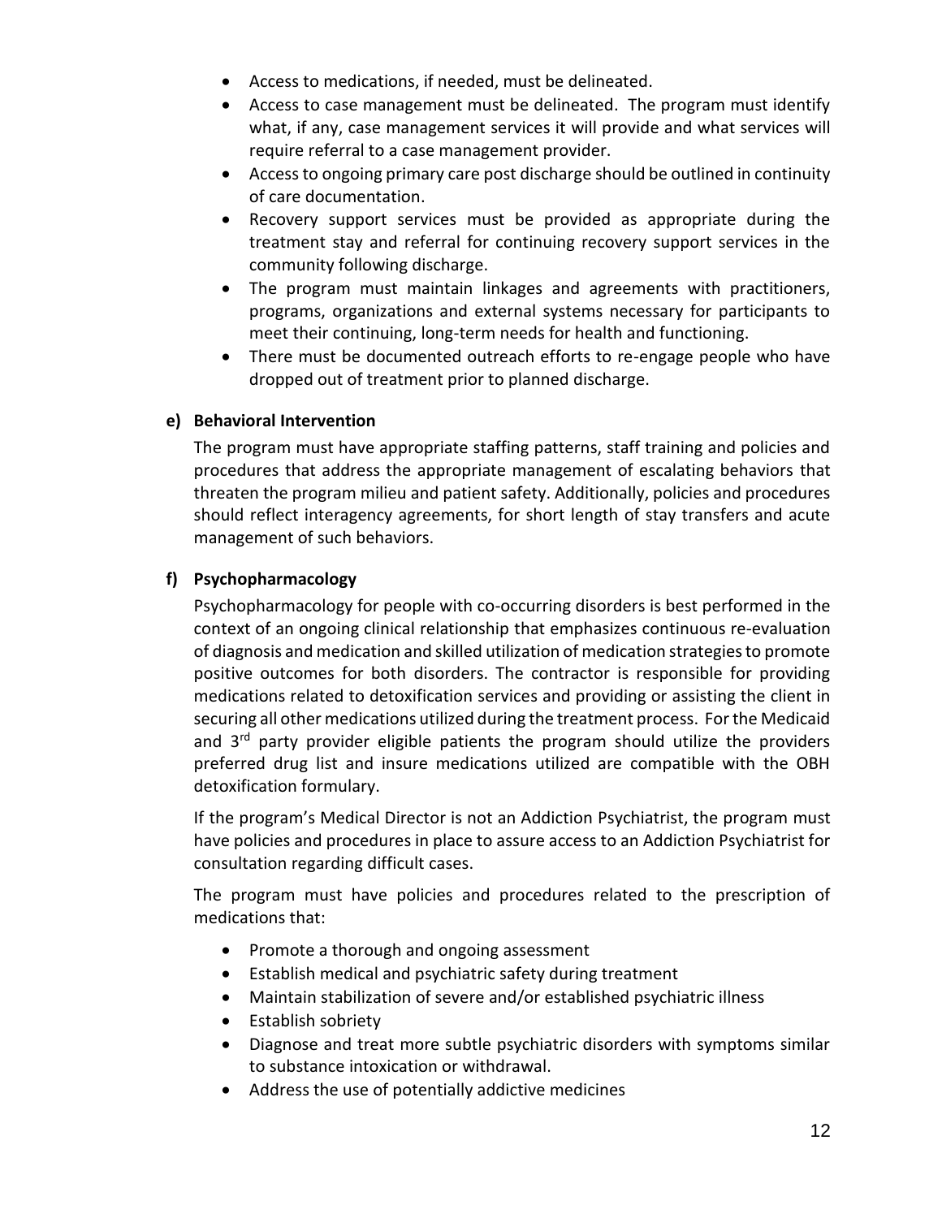- Access to medications, if needed, must be delineated.
- Access to case management must be delineated. The program must identify what, if any, case management services it will provide and what services will require referral to a case management provider.
- Access to ongoing primary care post discharge should be outlined in continuity of care documentation.
- Recovery support services must be provided as appropriate during the treatment stay and referral for continuing recovery support services in the community following discharge.
- The program must maintain linkages and agreements with practitioners, programs, organizations and external systems necessary for participants to meet their continuing, long-term needs for health and functioning.
- There must be documented outreach efforts to re-engage people who have dropped out of treatment prior to planned discharge.

**e) Behavioral Intervention**

The program must have appropriate staffing patterns, staff training and policies and procedures that address the appropriate management of escalating behaviors that threaten the program milieu and patient safety. Additionally, policies and procedures should reflect interagency agreements, for short length of stay transfers and acute management of such behaviors.

**f) Psychopharmacology**

Psychopharmacology for people with co-occurring disorders is best performed in the context of an ongoing clinical relationship that emphasizes continuous re-evaluation of diagnosis and medication and skilled utilization of medication strategies to promote positive outcomes for both disorders. The contractor is responsible for providing medications related to detoxification services and providing or assisting the client in securing all other medications utilized during the treatment process. For the Medicaid and 3rd party provider eligible patients the program should utilize the providers preferred drug list and insure medications utilized are compatible with the OBH detoxification formulary.

If the program's Medical Director is not an Addiction Psychiatrist, the program must have policies and procedures in place to assure access to an Addiction Psychiatrist for consultation regarding difficult cases.

The program must have policies and procedures related to the prescription of medications that:

- Promote a thorough and ongoing assessment
- Establish medical and psychiatric safety during treatment
- Maintain stabilization of severe and/or established psychiatric illness
- Establish sobriety
- Diagnose and treat more subtle psychiatric disorders with symptoms similar to substance intoxication or withdrawal.
- Address the use of potentially addictive medicines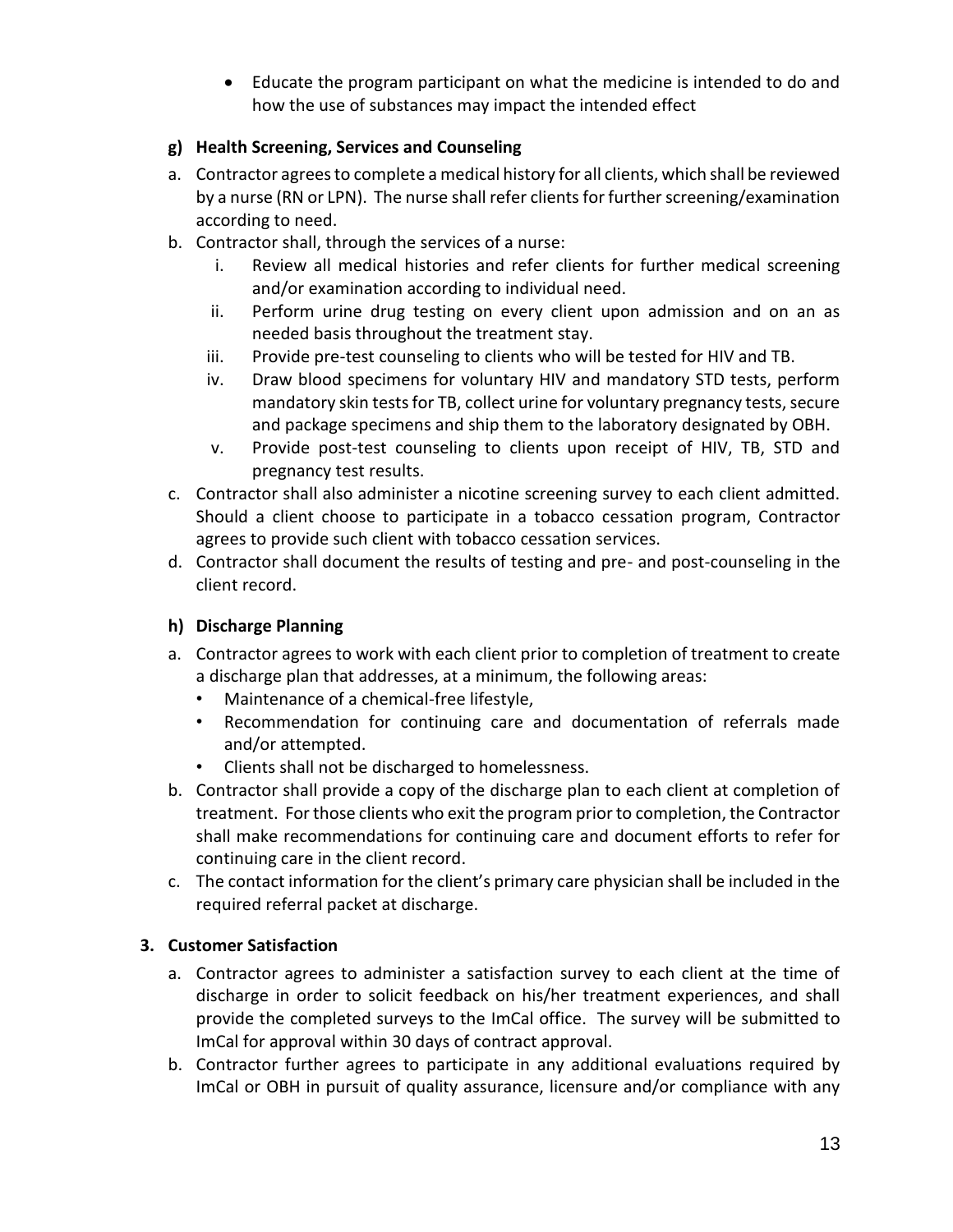- Educate the program participant on what the medicine is intended to do and how the use of substances may impact the intended effect

### g) Health Screening, Services and Counseling

a. Contractor agrees to complete a medical history for all clients, which shall be reviewed by a nurse (RN or LPN). The nurse shall refer clients for further screening/examination according to need.

b. Contractor shall, through the services of a nurse:
   i. Review all medical histories and refer clients for further medical screening and/or examination according to individual need.
   ii. Perform urine drug testing on every client upon admission and on an as needed basis throughout the treatment stay.
   iii. Provide pre-test counseling to clients who will be tested for HIV and TB.
   iv. Draw blood specimens for voluntary HIV and mandatory STD tests, perform mandatory skin tests for TB, collect urine for voluntary pregnancy tests, secure and package specimens and ship them to the laboratory designated by OBH.
   v. Provide post-test counseling to clients upon receipt of HIV, TB, STD and pregnancy test results.

c. Contractor shall also administer a nicotine screening survey to each client admitted. Should a client choose to participate in a tobacco cessation program, Contractor agrees to provide such client with tobacco cessation services.

d. Contractor shall document the results of testing and pre- and post-counseling in the client record.

### h) Discharge Planning

a. Contractor agrees to work with each client prior to completion of treatment to create a discharge plan that addresses, at a minimum, the following areas:
   - Maintenance of a chemical-free lifestyle,
   - Recommendation for continuing care and documentation of referrals made and/or attempted.
   - Clients shall not be discharged to homelessness.

b. Contractor shall provide a copy of the discharge plan to each client at completion of treatment. For those clients who exit the program prior to completion, the Contractor shall make recommendations for continuing care and document efforts to refer for continuing care in the client record.

c. The contact information for the client's primary care physician shall be included in the required referral packet at discharge.

## 3. Customer Satisfaction

a. Contractor agrees to administer a satisfaction survey to each client at the time of discharge in order to solicit feedback on his/her treatment experiences, and shall provide the completed surveys to the ImCal office. The survey will be submitted to ImCal for approval within 30 days of contract approval.

b. Contractor further agrees to participate in any additional evaluations required by ImCal or OBH in pursuit of quality assurance, licensure and/or compliance with any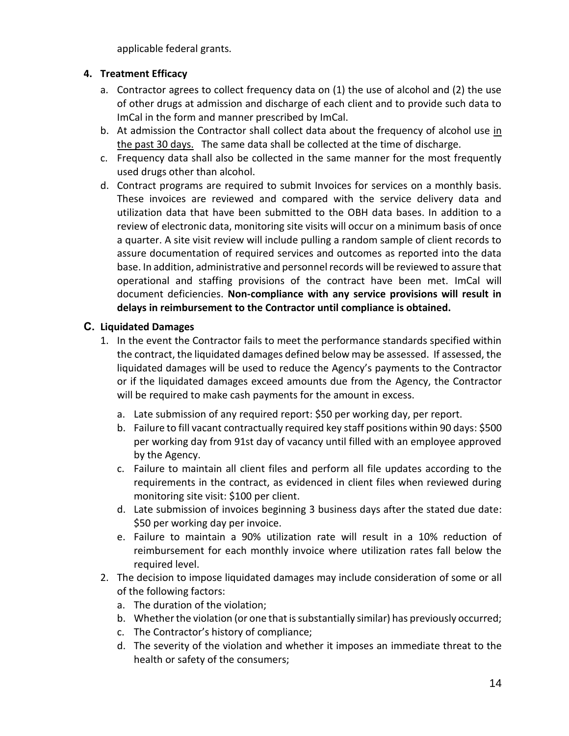applicable federal grants.

**4. Treatment Efficacy**

a. Contractor agrees to collect frequency data on (1) the use of alcohol and (2) the use of other drugs at admission and discharge of each client and to provide such data to ImCal in the form and manner prescribed by ImCal.

b. At admission the Contractor shall collect data about the frequency of alcohol use <u>in the past 30 days.</u> The same data shall be collected at the time of discharge.

c. Frequency data shall also be collected in the same manner for the most frequently used drugs other than alcohol.

d. Contract programs are required to submit Invoices for services on a monthly basis. These invoices are reviewed and compared with the service delivery data and utilization data that have been submitted to the OBH data bases. In addition to a review of electronic data, monitoring site visits will occur on a minimum basis of once a quarter. A site visit review will include pulling a random sample of client records to assure documentation of required services and outcomes as reported into the data base. In addition, administrative and personnel records will be reviewed to assure that operational and staffing provisions of the contract have been met. ImCal will document deficiencies. **Non-compliance with any service provisions will result in delays in reimbursement to the Contractor until compliance is obtained.**

## C. Liquidated Damages

1. In the event the Contractor fails to meet the performance standards specified within the contract, the liquidated damages defined below may be assessed. If assessed, the liquidated damages will be used to reduce the Agency's payments to the Contractor or if the liquidated damages exceed amounts due from the Agency, the Contractor will be required to make cash payments for the amount in excess.

   a. Late submission of any required report: $50 per working day, per report.

   b. Failure to fill vacant contractually required key staff positions within 90 days: $500 per working day from 91st day of vacancy until filled with an employee approved by the Agency.

   c. Failure to maintain all client files and perform all file updates according to the requirements in the contract, as evidenced in client files when reviewed during monitoring site visit: $100 per client.

   d. Late submission of invoices beginning 3 business days after the stated due date: $50 per working day per invoice.

   e. Failure to maintain a 90% utilization rate will result in a 10% reduction of reimbursement for each monthly invoice where utilization rates fall below the required level.

2. The decision to impose liquidated damages may include consideration of some or all of the following factors:

   a. The duration of the violation;

   b. Whether the violation (or one that is substantially similar) has previously occurred;

   c. The Contractor's history of compliance;

   d. The severity of the violation and whether it imposes an immediate threat to the health or safety of the consumers;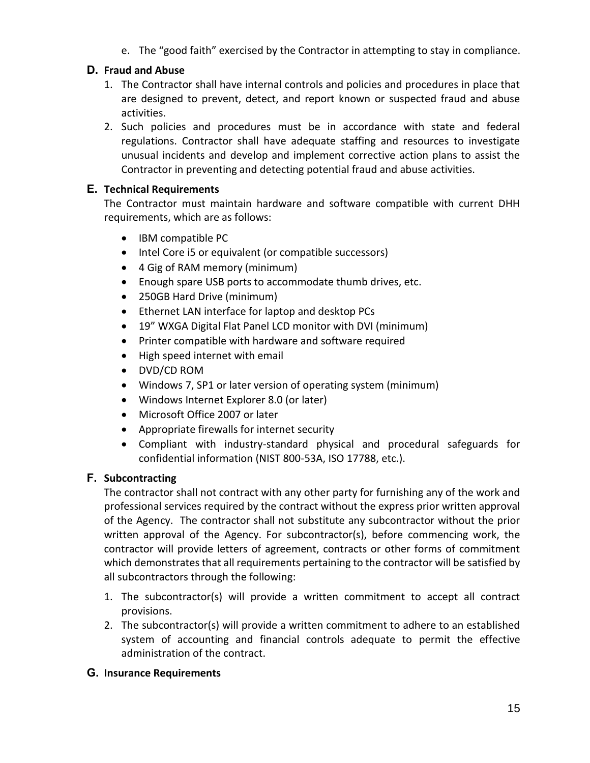e. The “good faith” exercised by the Contractor in attempting to stay in compliance.

## D. Fraud and Abuse

1. The Contractor shall have internal controls and policies and procedures in place that are designed to prevent, detect, and report known or suspected fraud and abuse activities.
2. Such policies and procedures must be in accordance with state and federal regulations. Contractor shall have adequate staffing and resources to investigate unusual incidents and develop and implement corrective action plans to assist the Contractor in preventing and detecting potential fraud and abuse activities.

## E. Technical Requirements

The Contractor must maintain hardware and software compatible with current DHH requirements, which are as follows:

- IBM compatible PC
- Intel Core i5 or equivalent (or compatible successors)
- 4 Gig of RAM memory (minimum)
- Enough spare USB ports to accommodate thumb drives, etc.
- 250GB Hard Drive (minimum)
- Ethernet LAN interface for laptop and desktop PCs
- 19” WXGA Digital Flat Panel LCD monitor with DVI (minimum)
- Printer compatible with hardware and software required
- High speed internet with email
- DVD/CD ROM
- Windows 7, SP1 or later version of operating system (minimum)
- Windows Internet Explorer 8.0 (or later)
- Microsoft Office 2007 or later
- Appropriate firewalls for internet security
- Compliant with industry-standard physical and procedural safeguards for confidential information (NIST 800-53A, ISO 17788, etc.).

## F. Subcontracting

The contractor shall not contract with any other party for furnishing any of the work and professional services required by the contract without the express prior written approval of the Agency. The contractor shall not substitute any subcontractor without the prior written approval of the Agency. For subcontractor(s), before commencing work, the contractor will provide letters of agreement, contracts or other forms of commitment which demonstrates that all requirements pertaining to the contractor will be satisfied by all subcontractors through the following:

1. The subcontractor(s) will provide a written commitment to accept all contract provisions.
2. The subcontractor(s) will provide a written commitment to adhere to an established system of accounting and financial controls adequate to permit the effective administration of the contract.

## G. Insurance Requirements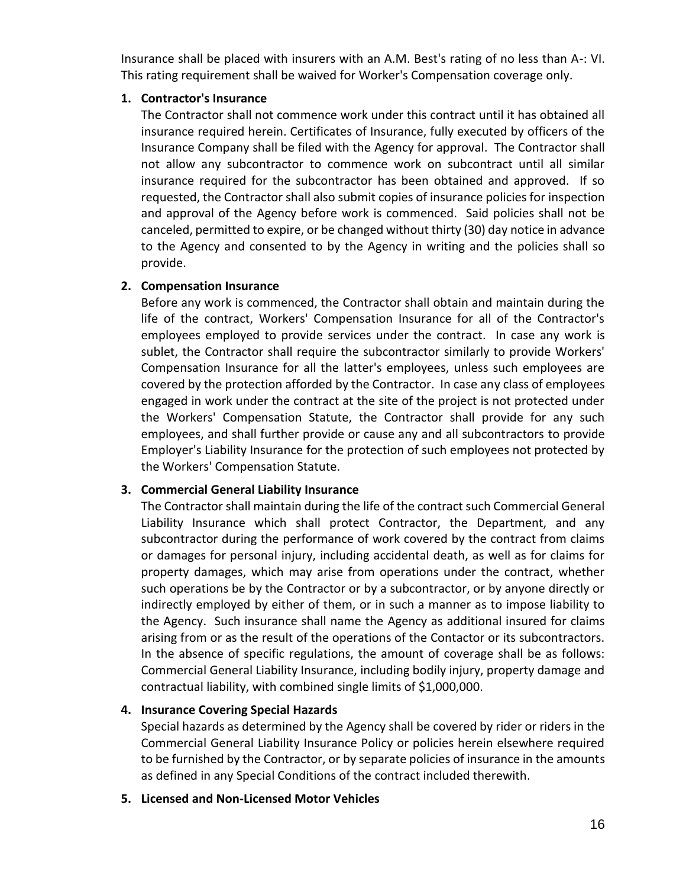Insurance shall be placed with insurers with an A.M. Best's rating of no less than A-: VI. This rating requirement shall be waived for Worker's Compensation coverage only.

1. **Contractor's Insurance**

   The Contractor shall not commence work under this contract until it has obtained all insurance required herein. Certificates of Insurance, fully executed by officers of the Insurance Company shall be filed with the Agency for approval. The Contractor shall not allow any subcontractor to commence work on subcontract until all similar insurance required for the subcontractor has been obtained and approved. If so requested, the Contractor shall also submit copies of insurance policies for inspection and approval of the Agency before work is commenced. Said policies shall not be canceled, permitted to expire, or be changed without thirty (30) day notice in advance to the Agency and consented to by the Agency in writing and the policies shall so provide.

2. **Compensation Insurance**

   Before any work is commenced, the Contractor shall obtain and maintain during the life of the contract, Workers' Compensation Insurance for all of the Contractor's employees employed to provide services under the contract. In case any work is sublet, the Contractor shall require the subcontractor similarly to provide Workers' Compensation Insurance for all the latter's employees, unless such employees are covered by the protection afforded by the Contractor. In case any class of employees engaged in work under the contract at the site of the project is not protected under the Workers' Compensation Statute, the Contractor shall provide for any such employees, and shall further provide or cause any and all subcontractors to provide Employer's Liability Insurance for the protection of such employees not protected by the Workers' Compensation Statute.

3. **Commercial General Liability Insurance**

   The Contractor shall maintain during the life of the contract such Commercial General Liability Insurance which shall protect Contractor, the Department, and any subcontractor during the performance of work covered by the contract from claims or damages for personal injury, including accidental death, as well as for claims for property damages, which may arise from operations under the contract, whether such operations be by the Contractor or by a subcontractor, or by anyone directly or indirectly employed by either of them, or in such a manner as to impose liability to the Agency. Such insurance shall name the Agency as additional insured for claims arising from or as the result of the operations of the Contactor or its subcontractors. In the absence of specific regulations, the amount of coverage shall be as follows: Commercial General Liability Insurance, including bodily injury, property damage and contractual liability, with combined single limits of $1,000,000.

4. **Insurance Covering Special Hazards**

   Special hazards as determined by the Agency shall be covered by rider or riders in the Commercial General Liability Insurance Policy or policies herein elsewhere required to be furnished by the Contractor, or by separate policies of insurance in the amounts as defined in any Special Conditions of the contract included therewith.

5. **Licensed and Non-Licensed Motor Vehicles**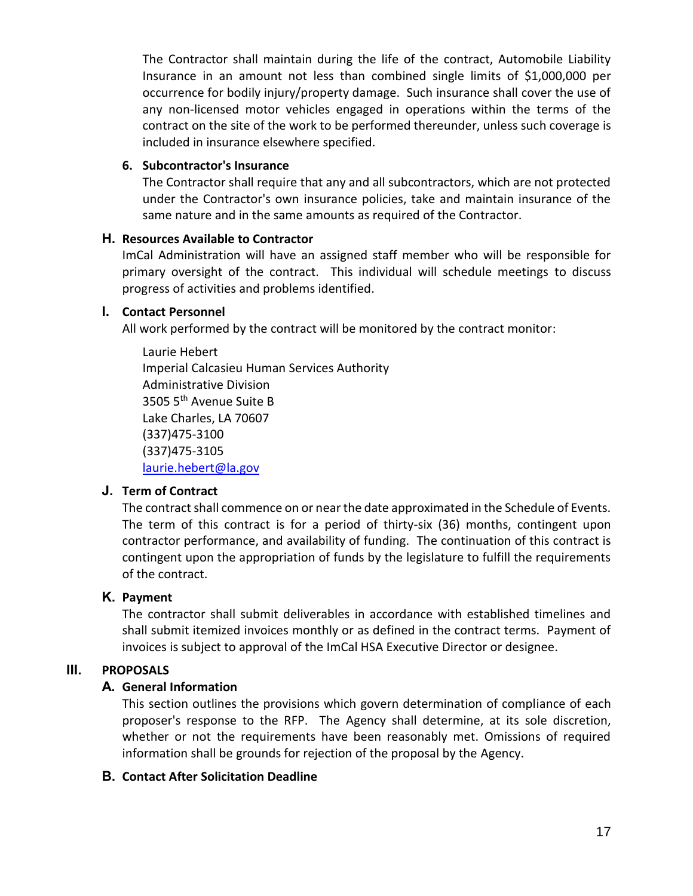The Contractor shall maintain during the life of the contract, Automobile Liability Insurance in an amount not less than combined single limits of $1,000,000 per occurrence for bodily injury/property damage. Such insurance shall cover the use of any non-licensed motor vehicles engaged in operations within the terms of the contract on the site of the work to be performed thereunder, unless such coverage is included in insurance elsewhere specified.

**6. Subcontractor's Insurance**

The Contractor shall require that any and all subcontractors, which are not protected under the Contractor's own insurance policies, take and maintain insurance of the same nature and in the same amounts as required of the Contractor.

### H. Resources Available to Contractor

ImCal Administration will have an assigned staff member who will be responsible for primary oversight of the contract. This individual will schedule meetings to discuss progress of activities and problems identified.

### I. Contact Personnel

All work performed by the contract will be monitored by the contract monitor:

Laurie Hebert
Imperial Calcasieu Human Services Authority
Administrative Division
3505 5th Avenue Suite B
Lake Charles, LA 70607
(337)475-3100
(337)475-3105
laurie.hebert@la.gov

### J. Term of Contract

The contract shall commence on or near the date approximated in the Schedule of Events. The term of this contract is for a period of thirty-six (36) months, contingent upon contractor performance, and availability of funding. The continuation of this contract is contingent upon the appropriation of funds by the legislature to fulfill the requirements of the contract.

### K. Payment

The contractor shall submit deliverables in accordance with established timelines and shall submit itemized invoices monthly or as defined in the contract terms. Payment of invoices is subject to approval of the ImCal HSA Executive Director or designee.

## III. PROPOSALS

### A. General Information

This section outlines the provisions which govern determination of compliance of each proposer's response to the RFP. The Agency shall determine, at its sole discretion, whether or not the requirements have been reasonably met. Omissions of required information shall be grounds for rejection of the proposal by the Agency.

### B. Contact After Solicitation Deadline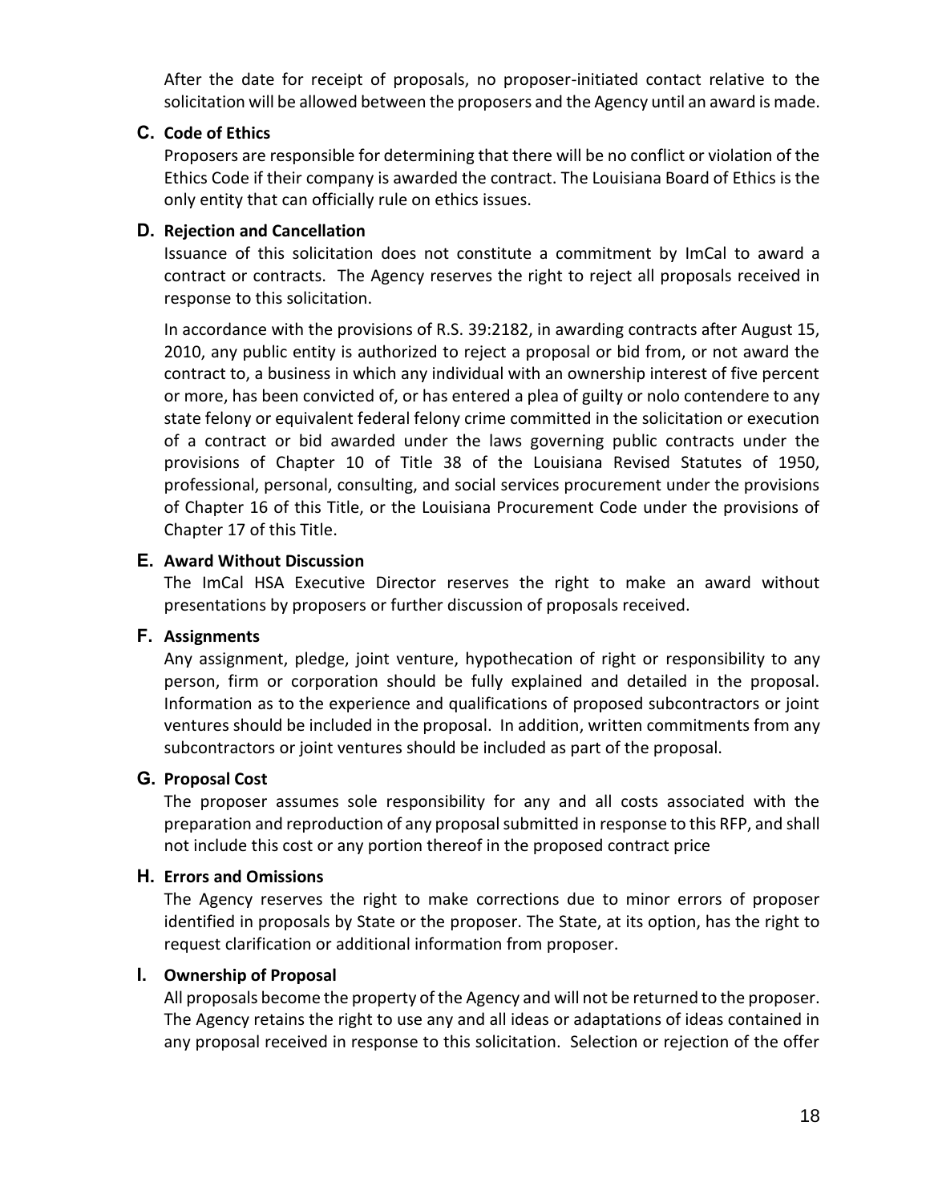After the date for receipt of proposals, no proposer-initiated contact relative to the solicitation will be allowed between the proposers and the Agency until an award is made.

**C. Code of Ethics**

Proposers are responsible for determining that there will be no conflict or violation of the Ethics Code if their company is awarded the contract. The Louisiana Board of Ethics is the only entity that can officially rule on ethics issues.

**D. Rejection and Cancellation**

Issuance of this solicitation does not constitute a commitment by ImCal to award a contract or contracts. The Agency reserves the right to reject all proposals received in response to this solicitation.

In accordance with the provisions of R.S. 39:2182, in awarding contracts after August 15, 2010, any public entity is authorized to reject a proposal or bid from, or not award the contract to, a business in which any individual with an ownership interest of five percent or more, has been convicted of, or has entered a plea of guilty or nolo contendere to any state felony or equivalent federal felony crime committed in the solicitation or execution of a contract or bid awarded under the laws governing public contracts under the provisions of Chapter 10 of Title 38 of the Louisiana Revised Statutes of 1950, professional, personal, consulting, and social services procurement under the provisions of Chapter 16 of this Title, or the Louisiana Procurement Code under the provisions of Chapter 17 of this Title.

**E. Award Without Discussion**

The ImCal HSA Executive Director reserves the right to make an award without presentations by proposers or further discussion of proposals received.

**F. Assignments**

Any assignment, pledge, joint venture, hypothecation of right or responsibility to any person, firm or corporation should be fully explained and detailed in the proposal. Information as to the experience and qualifications of proposed subcontractors or joint ventures should be included in the proposal. In addition, written commitments from any subcontractors or joint ventures should be included as part of the proposal.

**G. Proposal Cost**

The proposer assumes sole responsibility for any and all costs associated with the preparation and reproduction of any proposal submitted in response to this RFP, and shall not include this cost or any portion thereof in the proposed contract price

**H. Errors and Omissions**

The Agency reserves the right to make corrections due to minor errors of proposer identified in proposals by State or the proposer. The State, at its option, has the right to request clarification or additional information from proposer.

**I. Ownership of Proposal**

All proposals become the property of the Agency and will not be returned to the proposer. The Agency retains the right to use any and all ideas or adaptations of ideas contained in any proposal received in response to this solicitation. Selection or rejection of the offer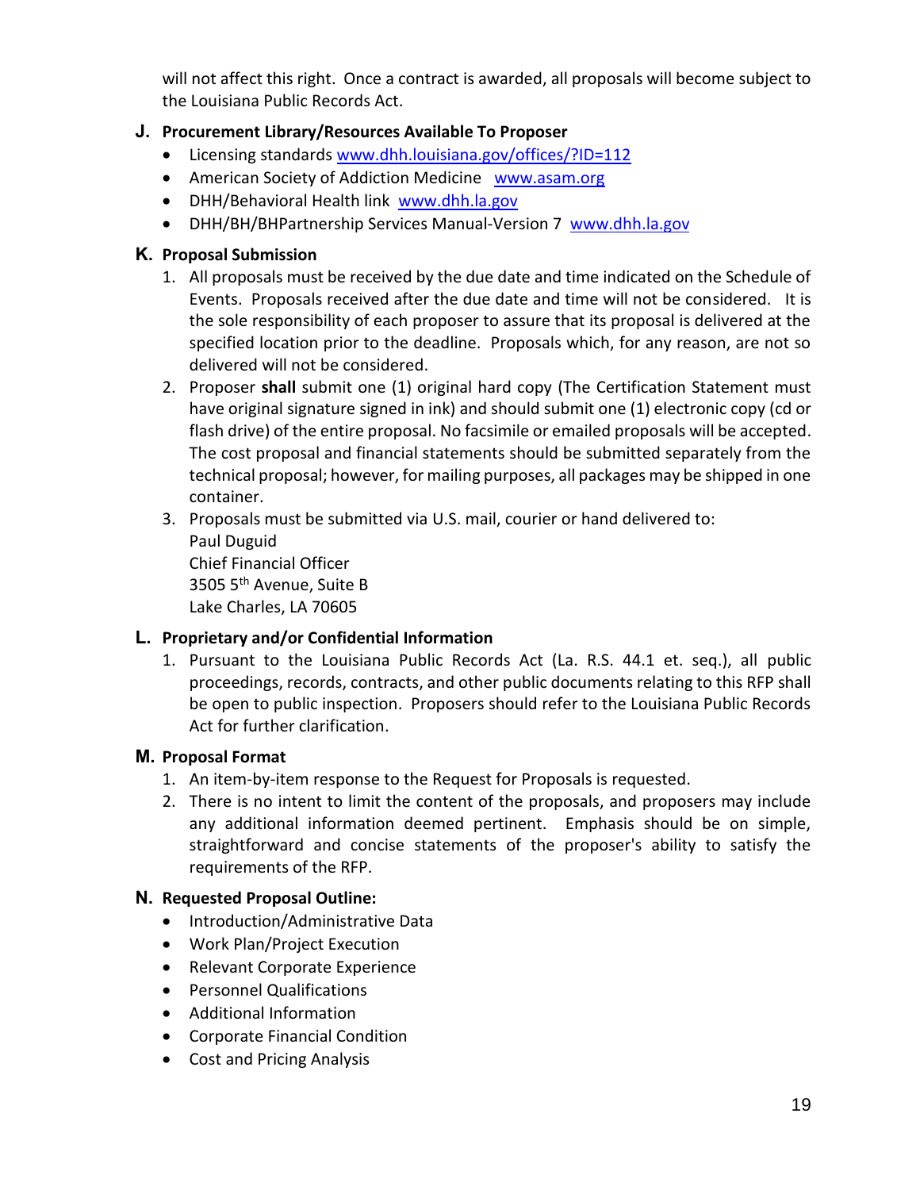will not affect this right. Once a contract is awarded, all proposals will become subject to the Louisiana Public Records Act.

### J. Procurement Library/Resources Available To Proposer

- Licensing standards www.dhh.louisiana.gov/offices/?ID=112
- American Society of Addiction Medicine www.asam.org
- DHH/Behavioral Health link www.dhh.la.gov
- DHH/BH/BHPartnership Services Manual-Version 7 www.dhh.la.gov

### K. Proposal Submission

1. All proposals must be received by the due date and time indicated on the Schedule of Events. Proposals received after the due date and time will not be considered. It is the sole responsibility of each proposer to assure that its proposal is delivered at the specified location prior to the deadline. Proposals which, for any reason, are not so delivered will not be considered.
2. Proposer **shall** submit one (1) original hard copy (The Certification Statement must have original signature signed in ink) and should submit one (1) electronic copy (cd or flash drive) of the entire proposal. No facsimile or emailed proposals will be accepted. The cost proposal and financial statements should be submitted separately from the technical proposal; however, for mailing purposes, all packages may be shipped in one container.
3. Proposals must be submitted via U.S. mail, courier or hand delivered to:
   Paul Duguid
   Chief Financial Officer
   3505 5th Avenue, Suite B
   Lake Charles, LA 70605

### L. Proprietary and/or Confidential Information

1. Pursuant to the Louisiana Public Records Act (La. R.S. 44.1 et. seq.), all public proceedings, records, contracts, and other public documents relating to this RFP shall be open to public inspection. Proposers should refer to the Louisiana Public Records Act for further clarification.

### M. Proposal Format

1. An item-by-item response to the Request for Proposals is requested.
2. There is no intent to limit the content of the proposals, and proposers may include any additional information deemed pertinent. Emphasis should be on simple, straightforward and concise statements of the proposer's ability to satisfy the requirements of the RFP.

### N. Requested Proposal Outline:

- Introduction/Administrative Data
- Work Plan/Project Execution
- Relevant Corporate Experience
- Personnel Qualifications
- Additional Information
- Corporate Financial Condition
- Cost and Pricing Analysis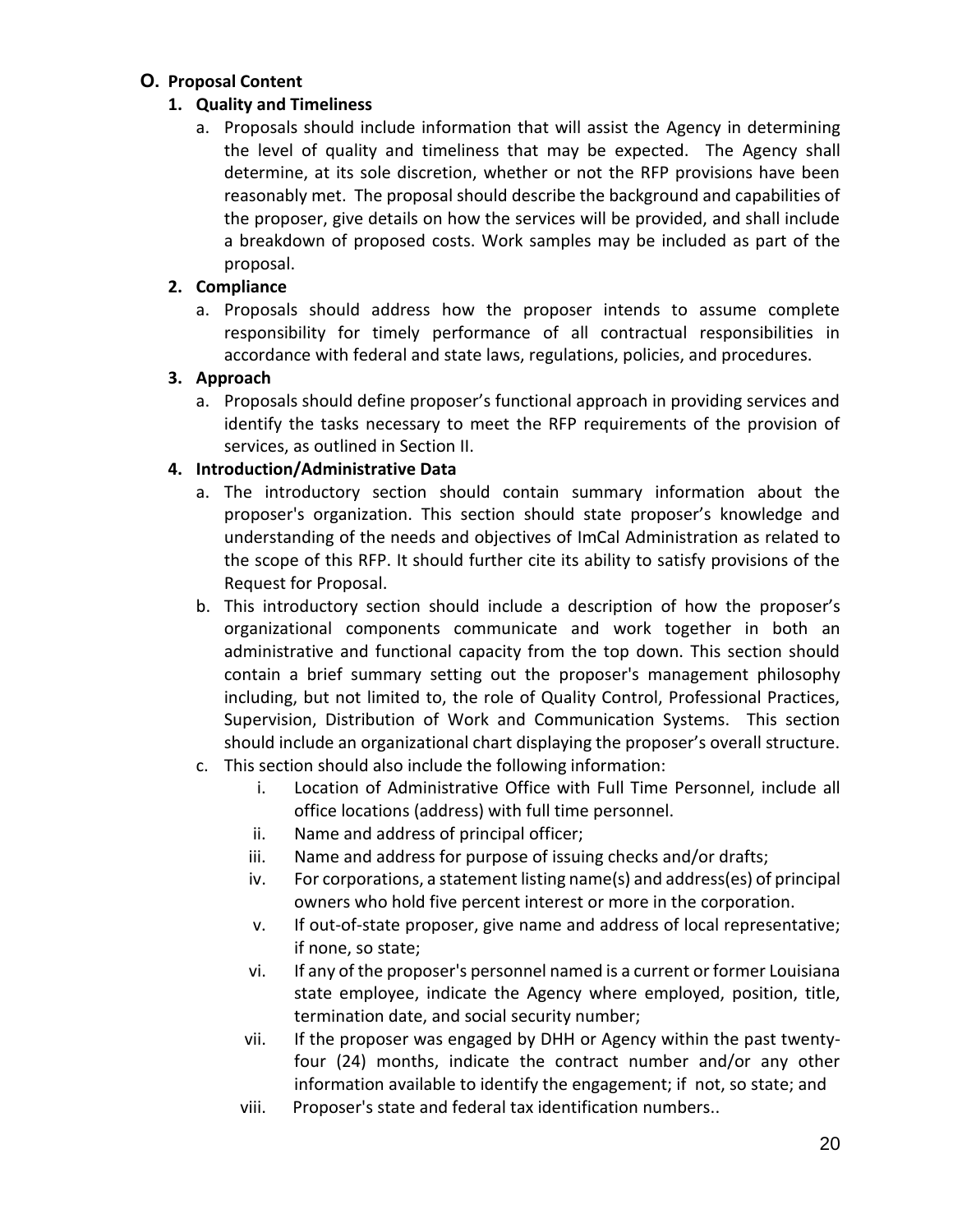## O. Proposal Content

### 1. Quality and Timeliness

a. Proposals should include information that will assist the Agency in determining the level of quality and timeliness that may be expected. The Agency shall determine, at its sole discretion, whether or not the RFP provisions have been reasonably met. The proposal should describe the background and capabilities of the proposer, give details on how the services will be provided, and shall include a breakdown of proposed costs. Work samples may be included as part of the proposal.

### 2. Compliance

a. Proposals should address how the proposer intends to assume complete responsibility for timely performance of all contractual responsibilities in accordance with federal and state laws, regulations, policies, and procedures.

### 3. Approach

a. Proposals should define proposer's functional approach in providing services and identify the tasks necessary to meet the RFP requirements of the provision of services, as outlined in Section II.

### 4. Introduction/Administrative Data

a. The introductory section should contain summary information about the proposer's organization. This section should state proposer's knowledge and understanding of the needs and objectives of ImCal Administration as related to the scope of this RFP. It should further cite its ability to satisfy provisions of the Request for Proposal.

b. This introductory section should include a description of how the proposer's organizational components communicate and work together in both an administrative and functional capacity from the top down. This section should contain a brief summary setting out the proposer's management philosophy including, but not limited to, the role of Quality Control, Professional Practices, Supervision, Distribution of Work and Communication Systems. This section should include an organizational chart displaying the proposer's overall structure.

c. This section should also include the following information:

   i. Location of Administrative Office with Full Time Personnel, include all office locations (address) with full time personnel.

   ii. Name and address of principal officer;

   iii. Name and address for purpose of issuing checks and/or drafts;

   iv. For corporations, a statement listing name(s) and address(es) of principal owners who hold five percent interest or more in the corporation.

   v. If out-of-state proposer, give name and address of local representative; if none, so state;

   vi. If any of the proposer's personnel named is a current or former Louisiana state employee, indicate the Agency where employed, position, title, termination date, and social security number;

   vii. If the proposer was engaged by DHH or Agency within the past twenty-four (24) months, indicate the contract number and/or any other information available to identify the engagement; if not, so state; and

   viii. Proposer's state and federal tax identification numbers..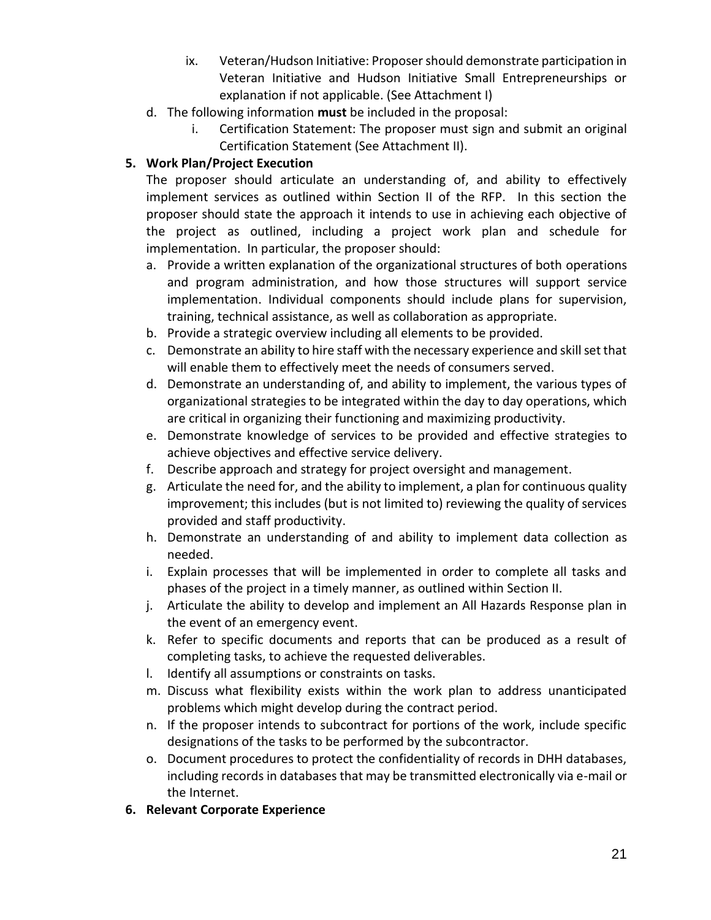ix. Veteran/Hudson Initiative: Proposer should demonstrate participation in Veteran Initiative and Hudson Initiative Small Entrepreneurships or explanation if not applicable. (See Attachment I)

d. The following information **must** be included in the proposal:

   i. Certification Statement: The proposer must sign and submit an original Certification Statement (See Attachment II).

**5. Work Plan/Project Execution**

The proposer should articulate an understanding of, and ability to effectively implement services as outlined within Section II of the RFP. In this section the proposer should state the approach it intends to use in achieving each objective of the project as outlined, including a project work plan and schedule for implementation. In particular, the proposer should:

a. Provide a written explanation of the organizational structures of both operations and program administration, and how those structures will support service implementation. Individual components should include plans for supervision, training, technical assistance, as well as collaboration as appropriate.
b. Provide a strategic overview including all elements to be provided.
c. Demonstrate an ability to hire staff with the necessary experience and skill set that will enable them to effectively meet the needs of consumers served.
d. Demonstrate an understanding of, and ability to implement, the various types of organizational strategies to be integrated within the day to day operations, which are critical in organizing their functioning and maximizing productivity.
e. Demonstrate knowledge of services to be provided and effective strategies to achieve objectives and effective service delivery.
f. Describe approach and strategy for project oversight and management.
g. Articulate the need for, and the ability to implement, a plan for continuous quality improvement; this includes (but is not limited to) reviewing the quality of services provided and staff productivity.
h. Demonstrate an understanding of and ability to implement data collection as needed.
i. Explain processes that will be implemented in order to complete all tasks and phases of the project in a timely manner, as outlined within Section II.
j. Articulate the ability to develop and implement an All Hazards Response plan in the event of an emergency event.
k. Refer to specific documents and reports that can be produced as a result of completing tasks, to achieve the requested deliverables.
l. Identify all assumptions or constraints on tasks.
m. Discuss what flexibility exists within the work plan to address unanticipated problems which might develop during the contract period.
n. If the proposer intends to subcontract for portions of the work, include specific designations of the tasks to be performed by the subcontractor.
o. Document procedures to protect the confidentiality of records in DHH databases, including records in databases that may be transmitted electronically via e-mail or the Internet.

**6. Relevant Corporate Experience**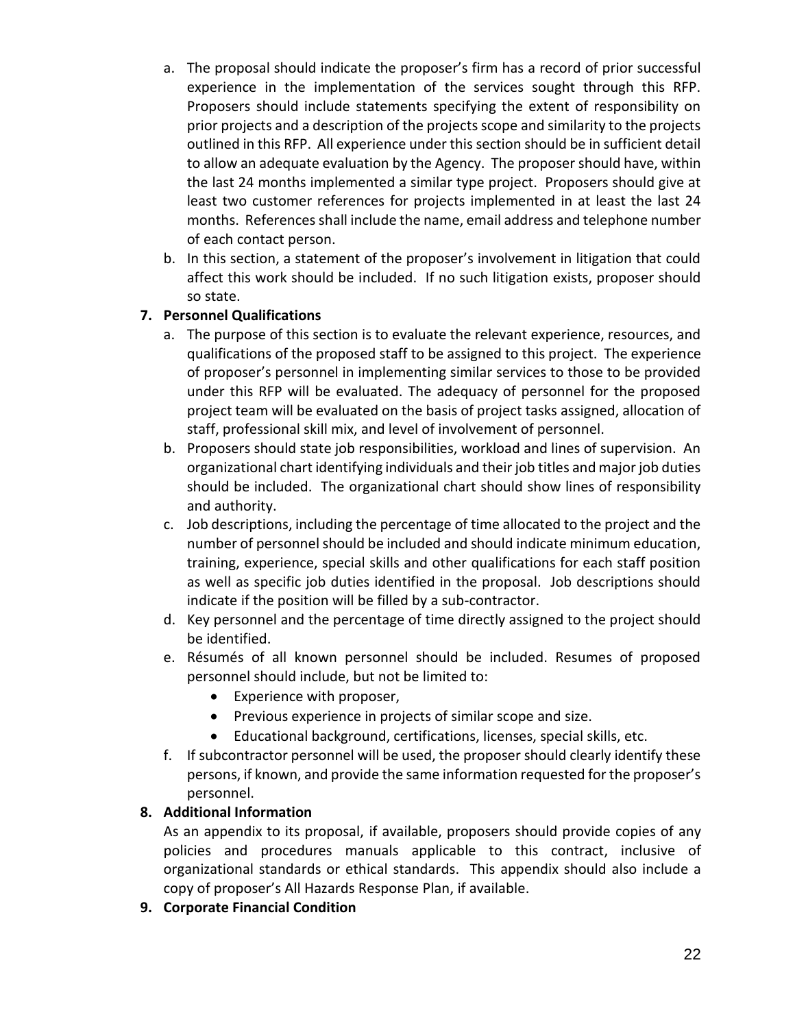a. The proposal should indicate the proposer's firm has a record of prior successful experience in the implementation of the services sought through this RFP. Proposers should include statements specifying the extent of responsibility on prior projects and a description of the projects scope and similarity to the projects outlined in this RFP. All experience under this section should be in sufficient detail to allow an adequate evaluation by the Agency. The proposer should have, within the last 24 months implemented a similar type project. Proposers should give at least two customer references for projects implemented in at least the last 24 months. References shall include the name, email address and telephone number of each contact person.
b. In this section, a statement of the proposer's involvement in litigation that could affect this work should be included. If no such litigation exists, proposer should so state.

**7. Personnel Qualifications**

a. The purpose of this section is to evaluate the relevant experience, resources, and qualifications of the proposed staff to be assigned to this project. The experience of proposer's personnel in implementing similar services to those to be provided under this RFP will be evaluated. The adequacy of personnel for the proposed project team will be evaluated on the basis of project tasks assigned, allocation of staff, professional skill mix, and level of involvement of personnel.
b. Proposers should state job responsibilities, workload and lines of supervision. An organizational chart identifying individuals and their job titles and major job duties should be included. The organizational chart should show lines of responsibility and authority.
c. Job descriptions, including the percentage of time allocated to the project and the number of personnel should be included and should indicate minimum education, training, experience, special skills and other qualifications for each staff position as well as specific job duties identified in the proposal. Job descriptions should indicate if the position will be filled by a sub-contractor.
d. Key personnel and the percentage of time directly assigned to the project should be identified.
e. Résumés of all known personnel should be included. Resumes of proposed personnel should include, but not be limited to:
    - Experience with proposer,
    - Previous experience in projects of similar scope and size.
    - Educational background, certifications, licenses, special skills, etc.
f. If subcontractor personnel will be used, the proposer should clearly identify these persons, if known, and provide the same information requested for the proposer's personnel.

**8. Additional Information**

As an appendix to its proposal, if available, proposers should provide copies of any policies and procedures manuals applicable to this contract, inclusive of organizational standards or ethical standards. This appendix should also include a copy of proposer's All Hazards Response Plan, if available.

**9. Corporate Financial Condition**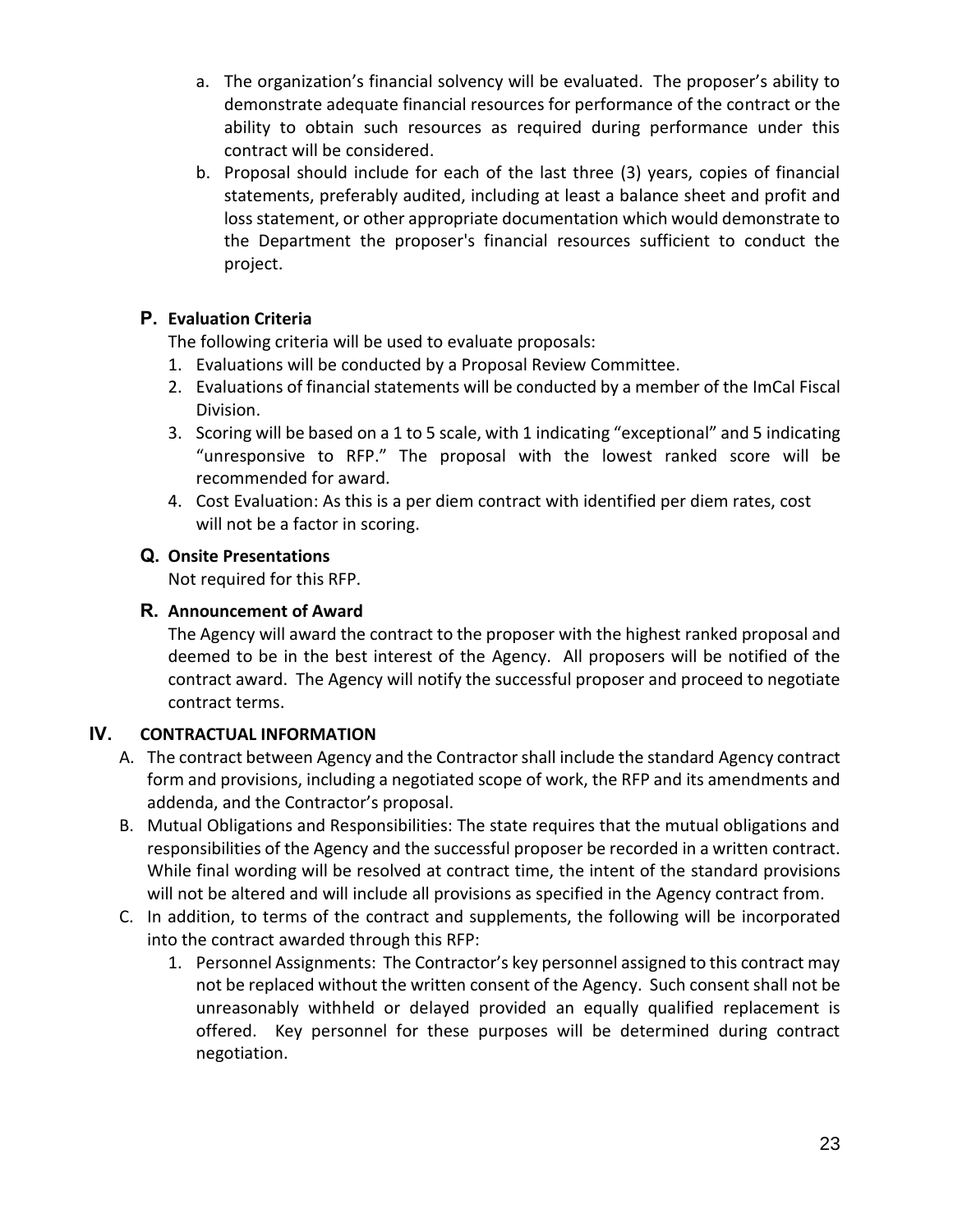a. The organization's financial solvency will be evaluated. The proposer's ability to demonstrate adequate financial resources for performance of the contract or the ability to obtain such resources as required during performance under this contract will be considered.

b. Proposal should include for each of the last three (3) years, copies of financial statements, preferably audited, including at least a balance sheet and profit and loss statement, or other appropriate documentation which would demonstrate to the Department the proposer's financial resources sufficient to conduct the project.

### P. Evaluation Criteria

The following criteria will be used to evaluate proposals:

1. Evaluations will be conducted by a Proposal Review Committee.
2. Evaluations of financial statements will be conducted by a member of the ImCal Fiscal Division.
3. Scoring will be based on a 1 to 5 scale, with 1 indicating "exceptional" and 5 indicating "unresponsive to RFP." The proposal with the lowest ranked score will be recommended for award.
4. Cost Evaluation: As this is a per diem contract with identified per diem rates, cost will not be a factor in scoring.

### Q. Onsite Presentations

Not required for this RFP.

### R. Announcement of Award

The Agency will award the contract to the proposer with the highest ranked proposal and deemed to be in the best interest of the Agency. All proposers will be notified of the contract award. The Agency will notify the successful proposer and proceed to negotiate contract terms.

## IV. CONTRACTUAL INFORMATION

A. The contract between Agency and the Contractor shall include the standard Agency contract form and provisions, including a negotiated scope of work, the RFP and its amendments and addenda, and the Contractor's proposal.

B. Mutual Obligations and Responsibilities: The state requires that the mutual obligations and responsibilities of the Agency and the successful proposer be recorded in a written contract. While final wording will be resolved at contract time, the intent of the standard provisions will not be altered and will include all provisions as specified in the Agency contract from.

C. In addition, to terms of the contract and supplements, the following will be incorporated into the contract awarded through this RFP:

1. Personnel Assignments: The Contractor's key personnel assigned to this contract may not be replaced without the written consent of the Agency. Such consent shall not be unreasonably withheld or delayed provided an equally qualified replacement is offered. Key personnel for these purposes will be determined during contract negotiation.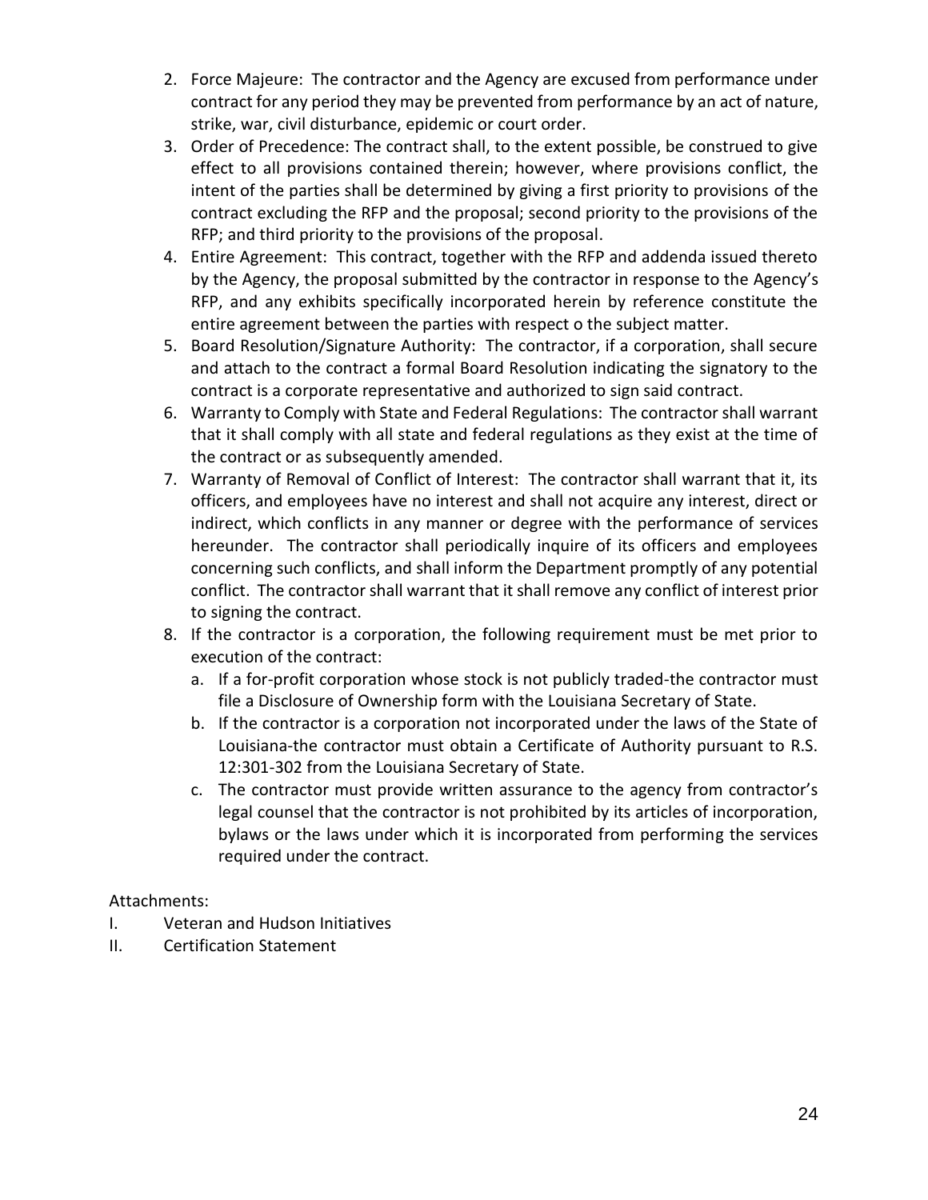2. Force Majeure: The contractor and the Agency are excused from performance under contract for any period they may be prevented from performance by an act of nature, strike, war, civil disturbance, epidemic or court order.
3. Order of Precedence: The contract shall, to the extent possible, be construed to give effect to all provisions contained therein; however, where provisions conflict, the intent of the parties shall be determined by giving a first priority to provisions of the contract excluding the RFP and the proposal; second priority to the provisions of the RFP; and third priority to the provisions of the proposal.
4. Entire Agreement: This contract, together with the RFP and addenda issued thereto by the Agency, the proposal submitted by the contractor in response to the Agency's RFP, and any exhibits specifically incorporated herein by reference constitute the entire agreement between the parties with respect o the subject matter.
5. Board Resolution/Signature Authority: The contractor, if a corporation, shall secure and attach to the contract a formal Board Resolution indicating the signatory to the contract is a corporate representative and authorized to sign said contract.
6. Warranty to Comply with State and Federal Regulations: The contractor shall warrant that it shall comply with all state and federal regulations as they exist at the time of the contract or as subsequently amended.
7. Warranty of Removal of Conflict of Interest: The contractor shall warrant that it, its officers, and employees have no interest and shall not acquire any interest, direct or indirect, which conflicts in any manner or degree with the performance of services hereunder. The contractor shall periodically inquire of its officers and employees concerning such conflicts, and shall inform the Department promptly of any potential conflict. The contractor shall warrant that it shall remove any conflict of interest prior to signing the contract.
8. If the contractor is a corporation, the following requirement must be met prior to execution of the contract:
   a. If a for-profit corporation whose stock is not publicly traded-the contractor must file a Disclosure of Ownership form with the Louisiana Secretary of State.
   b. If the contractor is a corporation not incorporated under the laws of the State of Louisiana-the contractor must obtain a Certificate of Authority pursuant to R.S. 12:301-302 from the Louisiana Secretary of State.
   c. The contractor must provide written assurance to the agency from contractor's legal counsel that the contractor is not prohibited by its articles of incorporation, bylaws or the laws under which it is incorporated from performing the services required under the contract.

Attachments:

I. Veteran and Hudson Initiatives

II. Certification Statement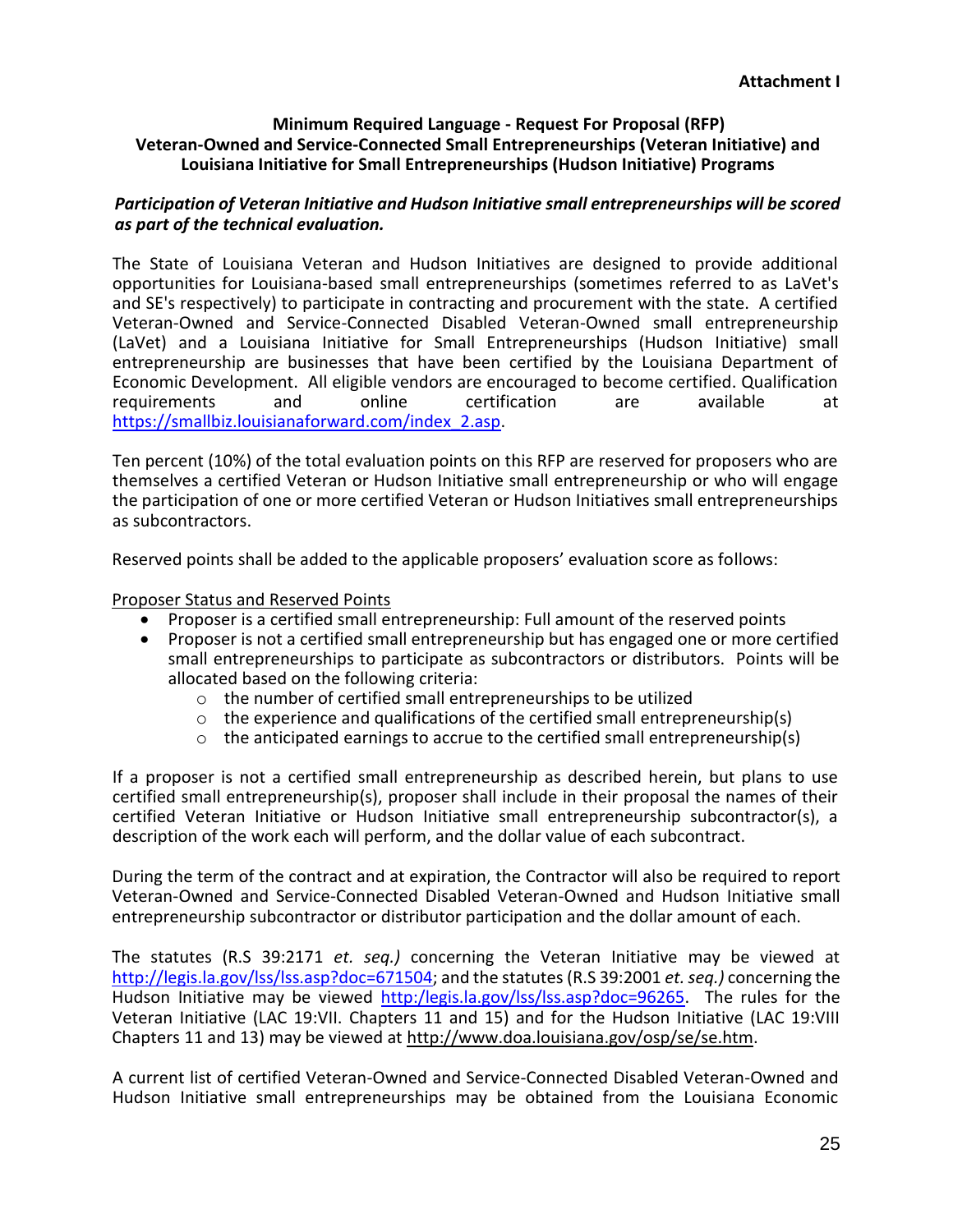**Attachment I**

**Minimum Required Language - Request For Proposal (RFP)**
**Veteran-Owned and Service-Connected Small Entrepreneurships (Veteran Initiative) and Louisiana Initiative for Small Entrepreneurships (Hudson Initiative) Programs**

***Participation of Veteran Initiative and Hudson Initiative small entrepreneurships will be scored as part of the technical evaluation.***

The State of Louisiana Veteran and Hudson Initiatives are designed to provide additional opportunities for Louisiana-based small entrepreneurships (sometimes referred to as LaVet's and SE's respectively) to participate in contracting and procurement with the state. A certified Veteran-Owned and Service-Connected Disabled Veteran-Owned small entrepreneurship (LaVet) and a Louisiana Initiative for Small Entrepreneurships (Hudson Initiative) small entrepreneurship are businesses that have been certified by the Louisiana Department of Economic Development. All eligible vendors are encouraged to become certified. Qualification requirements and online certification are available at https://smallbiz.louisianaforward.com/index_2.asp.

Ten percent (10%) of the total evaluation points on this RFP are reserved for proposers who are themselves a certified Veteran or Hudson Initiative small entrepreneurship or who will engage the participation of one or more certified Veteran or Hudson Initiatives small entrepreneurships as subcontractors.

Reserved points shall be added to the applicable proposers' evaluation score as follows:

Proposer Status and Reserved Points

- Proposer is a certified small entrepreneurship: Full amount of the reserved points
- Proposer is not a certified small entrepreneurship but has engaged one or more certified small entrepreneurships to participate as subcontractors or distributors. Points will be allocated based on the following criteria:
  - the number of certified small entrepreneurships to be utilized
  - the experience and qualifications of the certified small entrepreneurship(s)
  - the anticipated earnings to accrue to the certified small entrepreneurship(s)

If a proposer is not a certified small entrepreneurship as described herein, but plans to use certified small entrepreneurship(s), proposer shall include in their proposal the names of their certified Veteran Initiative or Hudson Initiative small entrepreneurship subcontractor(s), a description of the work each will perform, and the dollar value of each subcontract.

During the term of the contract and at expiration, the Contractor will also be required to report Veteran-Owned and Service-Connected Disabled Veteran-Owned and Hudson Initiative small entrepreneurship subcontractor or distributor participation and the dollar amount of each.

The statutes (R.S 39:2171 *et. seq.)* concerning the Veteran Initiative may be viewed at http://legis.la.gov/lss/lss.asp?doc=671504; and the statutes (R.S 39:2001 *et. seq.)* concerning the Hudson Initiative may be viewed http:/legis.la.gov/lss/lss.asp?doc=96265. The rules for the Veteran Initiative (LAC 19:VII. Chapters 11 and 15) and for the Hudson Initiative (LAC 19:VIII Chapters 11 and 13) may be viewed at http://www.doa.louisiana.gov/osp/se/se.htm.

A current list of certified Veteran-Owned and Service-Connected Disabled Veteran-Owned and Hudson Initiative small entrepreneurships may be obtained from the Louisiana Economic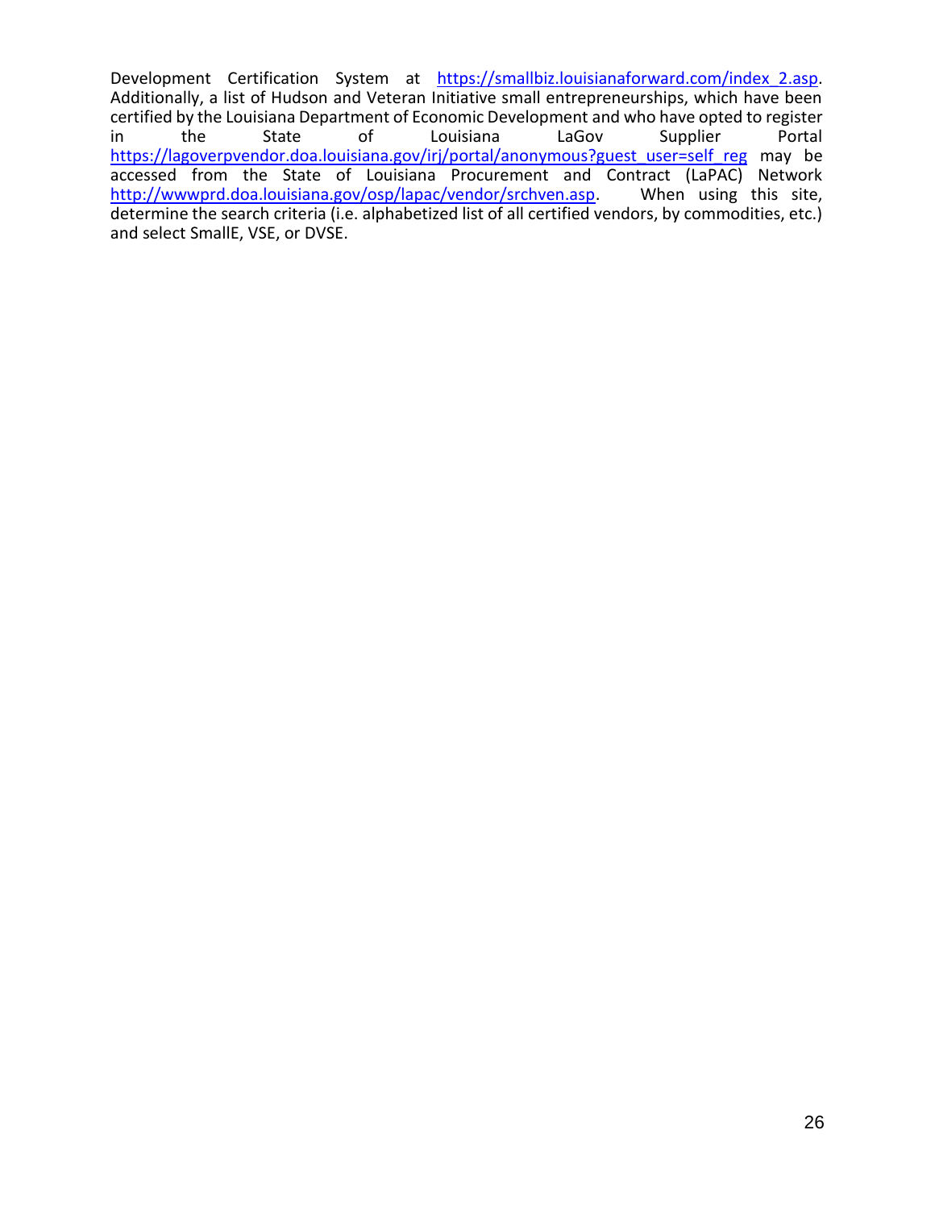Development Certification System at https://smallbiz.louisianaforward.com/index_2.asp. Additionally, a list of Hudson and Veteran Initiative small entrepreneurships, which have been certified by the Louisiana Department of Economic Development and who have opted to register in the State of Louisiana LaGov Supplier Portal https://lagoverpvendor.doa.louisiana.gov/irj/portal/anonymous?guest_user=self_reg may be accessed from the State of Louisiana Procurement and Contract (LaPAC) Network http://wwwprd.doa.louisiana.gov/osp/lapac/vendor/srchven.asp. When using this site, determine the search criteria (i.e. alphabetized list of all certified vendors, by commodities, etc.) and select SmallE, VSE, or DVSE.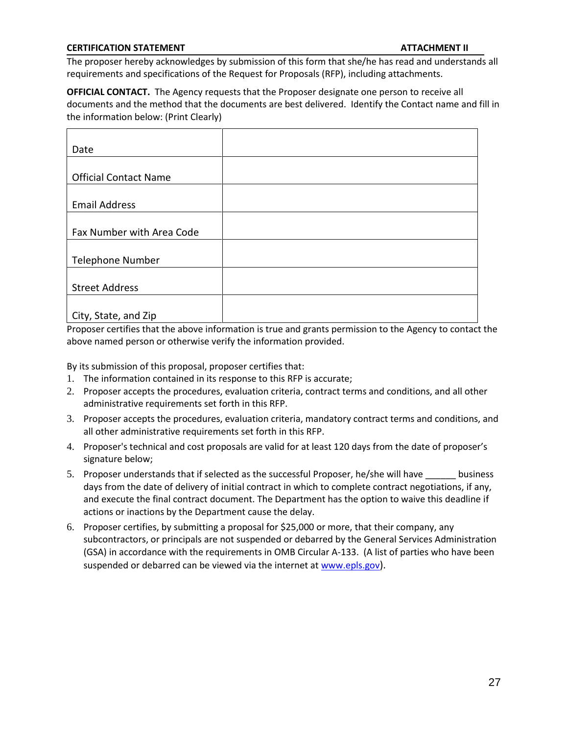**CERTIFICATION STATEMENT** **ATTACHMENT II**

The proposer hereby acknowledges by submission of this form that she/he has read and understands all requirements and specifications of the Request for Proposals (RFP), including attachments.

**OFFICIAL CONTACT.** The Agency requests that the Proposer designate one person to receive all documents and the method that the documents are best delivered. Identify the Contact name and fill in the information below: (Print Clearly)

| | |
|---|---|
| Date | |
| Official Contact Name | |
| Email Address | |
| Fax Number with Area Code | |
| Telephone Number | |
| Street Address | |
| City, State, and Zip | |

Proposer certifies that the above information is true and grants permission to the Agency to contact the above named person or otherwise verify the information provided.

By its submission of this proposal, proposer certifies that:

1. The information contained in its response to this RFP is accurate;
2. Proposer accepts the procedures, evaluation criteria, contract terms and conditions, and all other administrative requirements set forth in this RFP.
3. Proposer accepts the procedures, evaluation criteria, mandatory contract terms and conditions, and all other administrative requirements set forth in this RFP.
4. Proposer's technical and cost proposals are valid for at least 120 days from the date of proposer's signature below;
5. Proposer understands that if selected as the successful Proposer, he/she will have ______ business days from the date of delivery of initial contract in which to complete contract negotiations, if any, and execute the final contract document. The Department has the option to waive this deadline if actions or inactions by the Department cause the delay.
6. Proposer certifies, by submitting a proposal for $25,000 or more, that their company, any subcontractors, or principals are not suspended or debarred by the General Services Administration (GSA) in accordance with the requirements in OMB Circular A-133. (A list of parties who have been suspended or debarred can be viewed via the internet at www.epls.gov).